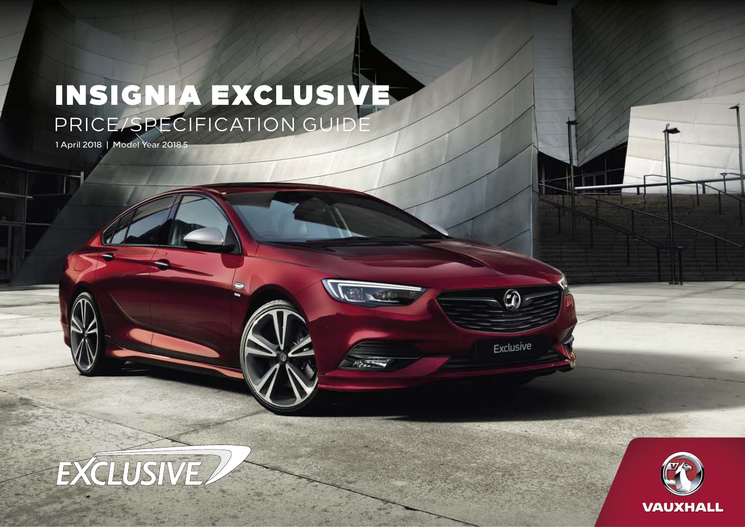# INSIGNIA EXCLUSIVE

## PRICE/SPECIFICATION GUIDE

1 April 2018 | Model Year 2018.5

EXCLUSIVE

VAUXHALL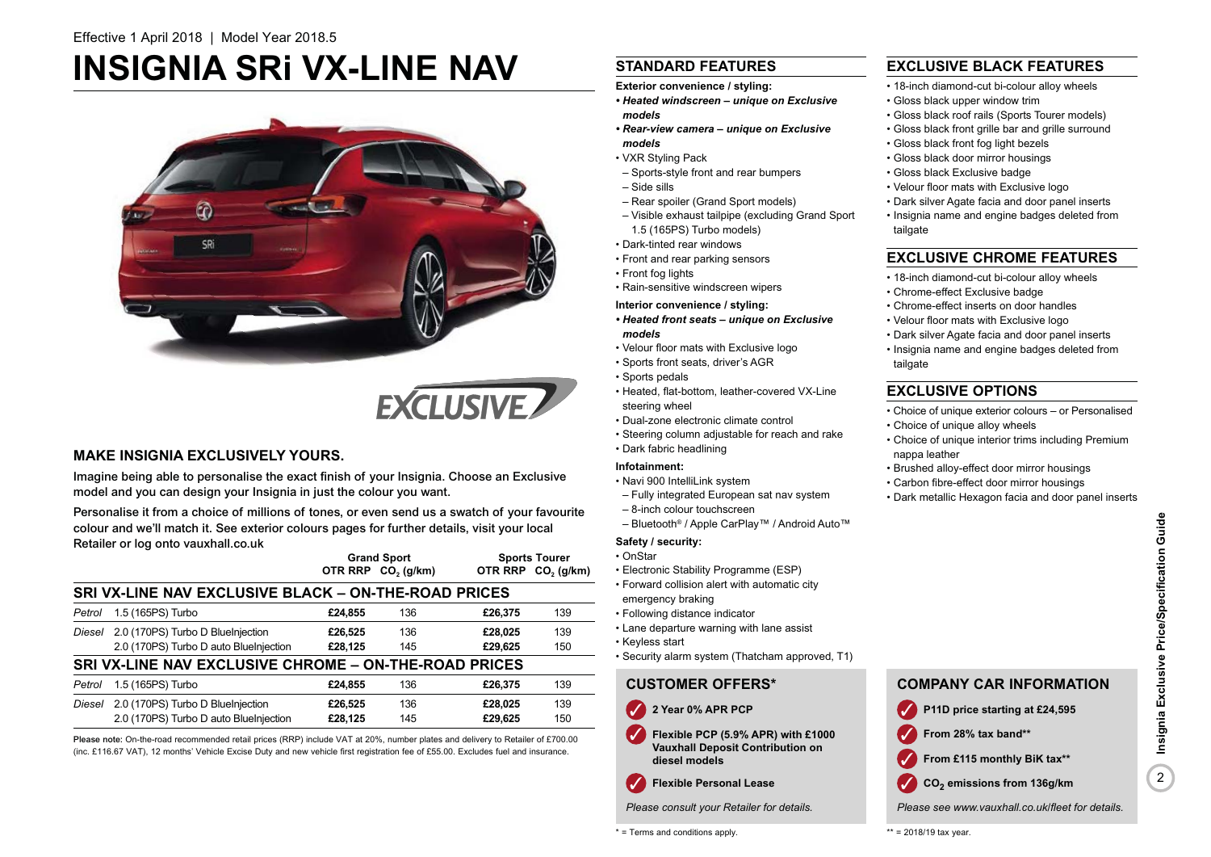Effective 1 April 2018 | Model Year 2018.5

# INSIGNIA SRi VX-LINE NAV

## MAKE INSIGNIA EXCLUSIVELY YOURS.

Imagine being able to personalise the exact finish of your Insignia. Choose an Exclusive model and you can design your Insignia in just the colour you want.

Personalise it from a choice of millions of tones, or even send us a swatch of your favourite colour and we'll match it. See exterior colours pages for further details, visit your local Retailer or log onto vauxhall.co.uk

| | | Grand Sport | | Sports Tourer | |
|---|---|---|---|---|---|
| | | OTR RRP | $CO_2$ (g/km) | OTR RRP | $CO_2$ (g/km) |
| **SRI VX-LINE NAV EXCLUSIVE BLACK – ON-THE-ROAD PRICES** | | | | | |
| *Petrol* | 1.5 (165PS) Turbo | **£24,855** | 136 | **£26,375** | 139 |
| *Diesel* | 2.0 (170PS) Turbo D BlueInjection | **£26,525** | 136 | **£28,025** | 139 |
| | 2.0 (170PS) Turbo D auto BlueInjection | **£28,125** | 145 | **£29,625** | 150 |
| **SRI VX-LINE NAV EXCLUSIVE CHROME – ON-THE-ROAD PRICES** | | | | | |
| *Petrol* | 1.5 (165PS) Turbo | **£24,855** | 136 | **£26,375** | 139 |
| *Diesel* | 2.0 (170PS) Turbo D BlueInjection | **£26,525** | 136 | **£28,025** | 139 |
| | 2.0 (170PS) Turbo D auto BlueInjection | **£28,125** | 145 | **£29,625** | 150 |

**Please note:** On-the-road recommended retail prices (RRP) include VAT at 20%, number plates and delivery to Retailer of £700.00 (inc. £116.67 VAT), 12 months' Vehicle Excise Duty and new vehicle first registration fee of £55.00. Excludes fuel and insurance.

## STANDARD FEATURES

**Exterior convenience / styling:**

- ***Heated windscreen – unique on Exclusive models***
- ***Rear-view camera – unique on Exclusive models***
- VXR Styling Pack
  - Sports-style front and rear bumpers
  - Side sills
  - Rear spoiler (Grand Sport models)
  - Visible exhaust tailpipe (excluding Grand Sport 1.5 (165PS) Turbo models)
- Dark-tinted rear windows
- Front and rear parking sensors
- Front fog lights
- Rain-sensitive windscreen wipers

**Interior convenience / styling:**

- ***Heated front seats – unique on Exclusive models***
- Velour floor mats with Exclusive logo
- Sports front seats, driver's AGR
- Sports pedals
- Heated, flat-bottom, leather-covered VX-Line steering wheel
- Dual-zone electronic climate control
- Steering column adjustable for reach and rake
- Dark fabric headlining

**Infotainment:**

- Navi 900 IntelliLink system
  - Fully integrated European sat nav system
  - 8-inch colour touchscreen
  - Bluetooth® / Apple CarPlay™ / Android Auto™

**Safety / security:**

- OnStar
- Electronic Stability Programme (ESP)
- Forward collision alert with automatic city emergency braking
- Following distance indicator
- Lane departure warning with lane assist
- Keyless start
- Security alarm system (Thatcham approved, T1)

## CUSTOMER OFFERS*

- **2 Year 0% APR PCP**
- **Flexible PCP (5.9% APR) with £1000 Vauxhall Deposit Contribution on diesel models**
- **Flexible Personal Lease**

*Please consult your Retailer for details.*

* = Terms and conditions apply.

## EXCLUSIVE BLACK FEATURES

- 18-inch diamond-cut bi-colour alloy wheels
- Gloss black upper window trim
- Gloss black roof rails (Sports Tourer models)
- Gloss black front grille bar and grille surround
- Gloss black front fog light bezels
- Gloss black door mirror housings
- Gloss black Exclusive badge
- Velour floor mats with Exclusive logo
- Dark silver Agate facia and door panel inserts
- Insignia name and engine badges deleted from tailgate

## EXCLUSIVE CHROME FEATURES

- 18-inch diamond-cut bi-colour alloy wheels
- Chrome-effect Exclusive badge
- Chrome-effect inserts on door handles
- Velour floor mats with Exclusive logo
- Dark silver Agate facia and door panel inserts
- Insignia name and engine badges deleted from tailgate

## EXCLUSIVE OPTIONS

- Choice of unique exterior colours – or Personalised
- Choice of unique alloy wheels
- Choice of unique interior trims including Premium nappa leather
- Brushed alloy-effect door mirror housings
- Carbon fibre-effect door mirror housings
- Dark metallic Hexagon facia and door panel inserts

## COMPANY CAR INFORMATION

- **P11D price starting at £24,595**
- **From 28% tax band****
- **From £115 monthly BiK tax****
- **$CO_2$ emissions from 136g/km**

*Please see www.vauxhall.co.uk/fleet for details.*

** = 2018/19 tax year.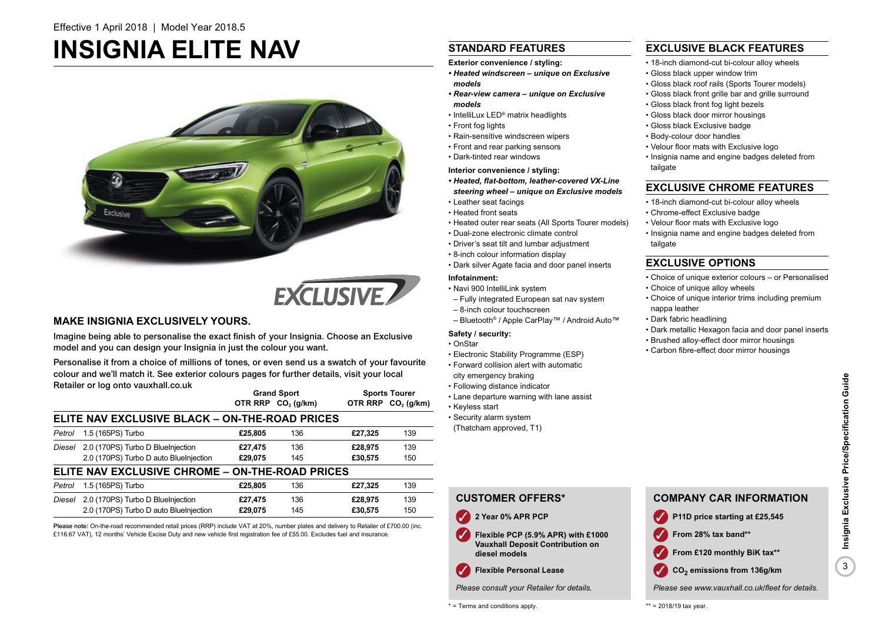Effective 1 April 2018 | Model Year 2018.5

# INSIGNIA ELITE NAV

## MAKE INSIGNIA EXCLUSIVELY YOURS.

Imagine being able to personalise the exact finish of your Insignia. Choose an Exclusive model and you can design your Insignia in just the colour you want.

Personalise it from a choice of millions of tones, or even send us a swatch of your favourite colour and we'll match it. See exterior colours pages for further details, visit your local Retailer or log onto vauxhall.co.uk

| | | Grand Sport | | Sports Tourer | |
|---|---|---|---|---|---|
| | | OTR RRP | $CO_2$ (g/km) | OTR RRP | $CO_2$ (g/km) |
| **ELITE NAV EXCLUSIVE BLACK – ON-THE-ROAD PRICES** | | | | | |
| *Petrol* | 1.5 (165PS) Turbo | **£25,805** | 136 | **£27,325** | 139 |
| *Diesel* | 2.0 (170PS) Turbo D BlueInjection | **£27,475** | 136 | **£28,975** | 139 |
| | 2.0 (170PS) Turbo D auto BlueInjection | **£29,075** | 145 | **£30,575** | 150 |
| **ELITE NAV EXCLUSIVE CHROME – ON-THE-ROAD PRICES** | | | | | |
| *Petrol* | 1.5 (165PS) Turbo | **£25,805** | 136 | **£27,325** | 139 |
| *Diesel* | 2.0 (170PS) Turbo D BlueInjection | **£27,475** | 136 | **£28,975** | 139 |
| | 2.0 (170PS) Turbo D auto BlueInjection | **£29,075** | 145 | **£30,575** | 150 |

**Please note:** On-the-road recommended retail prices (RRP) include VAT at 20%, number plates and delivery to Retailer of £700.00 (inc. £116.67 VAT), 12 months' Vehicle Excise Duty and new vehicle first registration fee of £55.00. Excludes fuel and insurance.

## STANDARD FEATURES

**Exterior convenience / styling:**

- ***Heated windscreen – unique on Exclusive models***
- ***Rear-view camera – unique on Exclusive models***
- IntelliLux LED® matrix headlights
- Front fog lights
- Rain-sensitive windscreen wipers
- Front and rear parking sensors
- Dark-tinted rear windows

**Interior convenience / styling:**

- ***Heated, flat-bottom, leather-covered VX-Line steering wheel – unique on Exclusive models***
- Leather seat facings
- Heated front seats
- Heated outer rear seats (All Sports Tourer models)
- Dual-zone electronic climate control
- Driver's seat tilt and lumbar adjustment
- 8-inch colour information display
- Dark silver Agate facia and door panel inserts

**Infotainment:**

- Navi 900 IntelliLink system
  - Fully integrated European sat nav system
  - 8-inch colour touchscreen
  - Bluetooth® / Apple CarPlay™ / Android Auto™

**Safety / security:**

- OnStar
- Electronic Stability Programme (ESP)
- Forward collision alert with automatic city emergency braking
- Following distance indicator
- Lane departure warning with lane assist
- Keyless start
- Security alarm system (Thatcham approved, T1)

## EXCLUSIVE BLACK FEATURES

- 18-inch diamond-cut bi-colour alloy wheels
- Gloss black upper window trim
- Gloss black roof rails (Sports Tourer models)
- Gloss black front grille bar and grille surround
- Gloss black front fog light bezels
- Gloss black door mirror housings
- Gloss black Exclusive badge
- Body-colour door handles
- Velour floor mats with Exclusive logo
- Insignia name and engine badges deleted from tailgate

## EXCLUSIVE CHROME FEATURES

- 18-inch diamond-cut bi-colour alloy wheels
- Chrome-effect Exclusive badge
- Velour floor mats with Exclusive logo
- Insignia name and engine badges deleted from tailgate

## EXCLUSIVE OPTIONS

- Choice of unique exterior colours – or Personalised
- Choice of unique alloy wheels
- Choice of unique interior trims including premium nappa leather
- Dark fabric headlining
- Dark metallic Hexagon facia and door panel inserts
- Brushed alloy-effect door mirror housings
- Carbon fibre-effect door mirror housings

## CUSTOMER OFFERS*

- **2 Year 0% APR PCP**
- **Flexible PCP (5.9% APR) with £1000 Vauxhall Deposit Contribution on diesel models**
- **Flexible Personal Lease**

*Please consult your Retailer for details.*

* = Terms and conditions apply.

## COMPANY CAR INFORMATION

- **P11D price starting at £25,545**
- **From 28% tax band****
- **From £120 monthly BiK tax****
- **$CO_2$ emissions from 136g/km**

*Please see www.vauxhall.co.uk/fleet for details.*

** = 2018/19 tax year.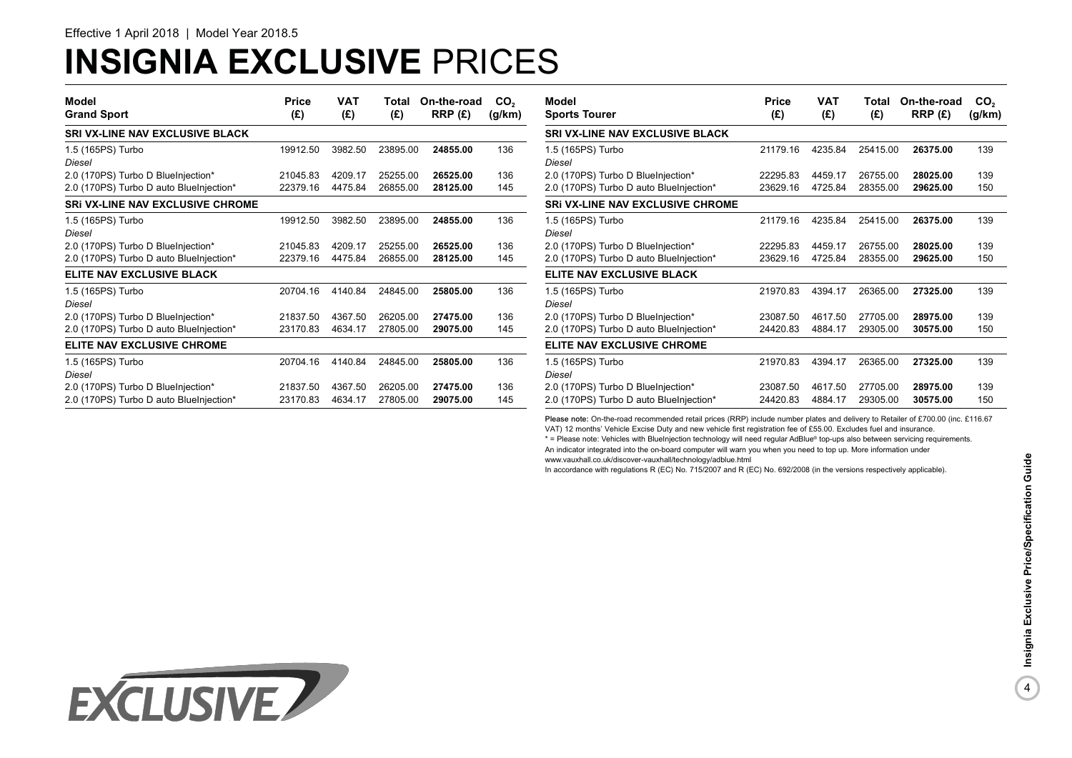Effective 1 April 2018 | Model Year 2018.5

# INSIGNIA EXCLUSIVE PRICES

| Model Grand Sport | Price (£) | VAT (£) | Total (£) | On-the-road RRP (£) | $CO_2$ (g/km) |
|---|---|---|---|---|---|
| **SRI VX-LINE NAV EXCLUSIVE BLACK** | | | | | |
| 1.5 (165PS) Turbo | 19912.50 | 3982.50 | 23895.00 | **24855.00** | 136 |
| *Diesel* | | | | | |
| 2.0 (170PS) Turbo D BlueInjection* | 21045.83 | 4209.17 | 25255.00 | **26525.00** | 136 |
| 2.0 (170PS) Turbo D auto BlueInjection* | 22379.16 | 4475.84 | 26855.00 | **28125.00** | 145 |
| **SRi VX-LINE NAV EXCLUSIVE CHROME** | | | | | |
| 1.5 (165PS) Turbo | 19912.50 | 3982.50 | 23895.00 | **24855.00** | 136 |
| *Diesel* | | | | | |
| 2.0 (170PS) Turbo D BlueInjection* | 21045.83 | 4209.17 | 25255.00 | **26525.00** | 136 |
| 2.0 (170PS) Turbo D auto BlueInjection* | 22379.16 | 4475.84 | 26855.00 | **28125.00** | 145 |
| **ELITE NAV EXCLUSIVE BLACK** | | | | | |
| 1.5 (165PS) Turbo | 20704.16 | 4140.84 | 24845.00 | **25805.00** | 136 |
| *Diesel* | | | | | |
| 2.0 (170PS) Turbo D BlueInjection* | 21837.50 | 4367.50 | 26205.00 | **27475.00** | 136 |
| 2.0 (170PS) Turbo D auto BlueInjection* | 23170.83 | 4634.17 | 27805.00 | **29075.00** | 145 |
| **ELITE NAV EXCLUSIVE CHROME** | | | | | |
| 1.5 (165PS) Turbo | 20704.16 | 4140.84 | 24845.00 | **25805.00** | 136 |
| *Diesel* | | | | | |
| 2.0 (170PS) Turbo D BlueInjection* | 21837.50 | 4367.50 | 26205.00 | **27475.00** | 136 |
| 2.0 (170PS) Turbo D auto BlueInjection* | 23170.83 | 4634.17 | 27805.00 | **29075.00** | 145 |

| Model Sports Tourer | Price (£) | VAT (£) | Total (£) | On-the-road RRP (£) | $CO_2$ (g/km) |
|---|---|---|---|---|---|
| **SRI VX-LINE NAV EXCLUSIVE BLACK** | | | | | |
| 1.5 (165PS) Turbo | 21179.16 | 4235.84 | 25415.00 | **26375.00** | 139 |
| *Diesel* | | | | | |
| 2.0 (170PS) Turbo D BlueInjection* | 22295.83 | 4459.17 | 26755.00 | **28025.00** | 139 |
| 2.0 (170PS) Turbo D auto BlueInjection* | 23629.16 | 4725.84 | 28355.00 | **29625.00** | 150 |
| **SRi VX-LINE NAV EXCLUSIVE CHROME** | | | | | |
| 1.5 (165PS) Turbo | 21179.16 | 4235.84 | 25415.00 | **26375.00** | 139 |
| *Diesel* | | | | | |
| 2.0 (170PS) Turbo D BlueInjection* | 22295.83 | 4459.17 | 26755.00 | **28025.00** | 139 |
| 2.0 (170PS) Turbo D auto BlueInjection* | 23629.16 | 4725.84 | 28355.00 | **29625.00** | 150 |
| **ELITE NAV EXCLUSIVE BLACK** | | | | | |
| 1.5 (165PS) Turbo | 21970.83 | 4394.17 | 26365.00 | **27325.00** | 139 |
| *Diesel* | | | | | |
| 2.0 (170PS) Turbo D BlueInjection* | 23087.50 | 4617.50 | 27705.00 | **28975.00** | 139 |
| 2.0 (170PS) Turbo D auto BlueInjection* | 24420.83 | 4884.17 | 29305.00 | **30575.00** | 150 |
| **ELITE NAV EXCLUSIVE CHROME** | | | | | |
| 1.5 (165PS) Turbo | 21970.83 | 4394.17 | 26365.00 | **27325.00** | 139 |
| *Diesel* | | | | | |
| 2.0 (170PS) Turbo D BlueInjection* | 23087.50 | 4617.50 | 27705.00 | **28975.00** | 139 |
| 2.0 (170PS) Turbo D auto BlueInjection* | 24420.83 | 4884.17 | 29305.00 | **30575.00** | 150 |

**Please note:** On-the-road recommended retail prices (RRP) include number plates and delivery to Retailer of £700.00 (inc. £116.67 VAT) 12 months' Vehicle Excise Duty and new vehicle first registration fee of £55.00. Excludes fuel and insurance.

* = Please note: Vehicles with BlueInjection technology will need regular AdBlue® top-ups also between servicing requirements. An indicator integrated into the on-board computer will warn you when you need to top up. More information under www.vauxhall.co.uk/discover-vauxhall/technology/adblue.html

In accordance with regulations R (EC) No. 715/2007 and R (EC) No. 692/2008 (in the versions respectively applicable).

EXCLUSIVE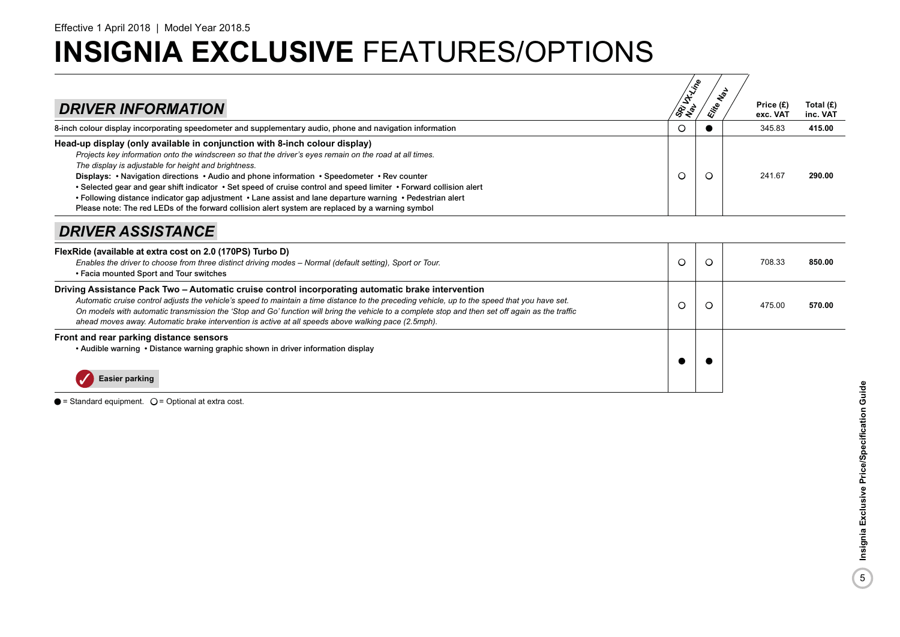Effective 1 April 2018 | Model Year 2018.5

# **INSIGNIA EXCLUSIVE** FEATURES/OPTIONS

## *DRIVER INFORMATION*

| | SRi VX-Line Nav | Elite Nav | Price (£) exc. VAT | Total (£) inc. VAT |
|---|---|---|---|---|
| 8-inch colour display incorporating speedometer and supplementary audio, phone and navigation information | ○ | ● | 345.83 | **415.00** |
| **Head-up display (only available in conjunction with 8-inch colour display)**<br>*Projects key information onto the windscreen so that the driver's eyes remain on the road at all times.*<br>*The display is adjustable for height and brightness.*<br>**Displays:** • Navigation directions • Audio and phone information • Speedometer • Rev counter<br>• Selected gear and gear shift indicator • Set speed of cruise control and speed limiter • Forward collision alert<br>• Following distance indicator gap adjustment • Lane assist and lane departure warning • Pedestrian alert<br>Please note: The red LEDs of the forward collision alert system are replaced by a warning symbol | ○ | ○ | 241.67 | **290.00** |

## *DRIVER ASSISTANCE*

| | SRi VX-Line Nav | Elite Nav | Price (£) exc. VAT | Total (£) inc. VAT |
|---|---|---|---|---|
| **FlexRide (available at extra cost on 2.0 (170PS) Turbo D)**<br>*Enables the driver to choose from three distinct driving modes – Normal (default setting), Sport or Tour.*<br>• Facia mounted Sport and Tour switches | ○ | ○ | 708.33 | **850.00** |
| **Driving Assistance Pack Two – Automatic cruise control incorporating automatic brake intervention**<br>*Automatic cruise control adjusts the vehicle's speed to maintain a time distance to the preceding vehicle, up to the speed that you have set.*<br>*On models with automatic transmission the 'Stop and Go' function will bring the vehicle to a complete stop and then set off again as the traffic ahead moves away. Automatic brake intervention is active at all speeds above walking pace (2.5mph).* | ○ | ○ | 475.00 | **570.00** |
| **Front and rear parking distance sensors**<br>• Audible warning • Distance warning graphic shown in driver information display<br>**Easier parking** | ● | ● | | |

● = Standard equipment. ○ = Optional at extra cost.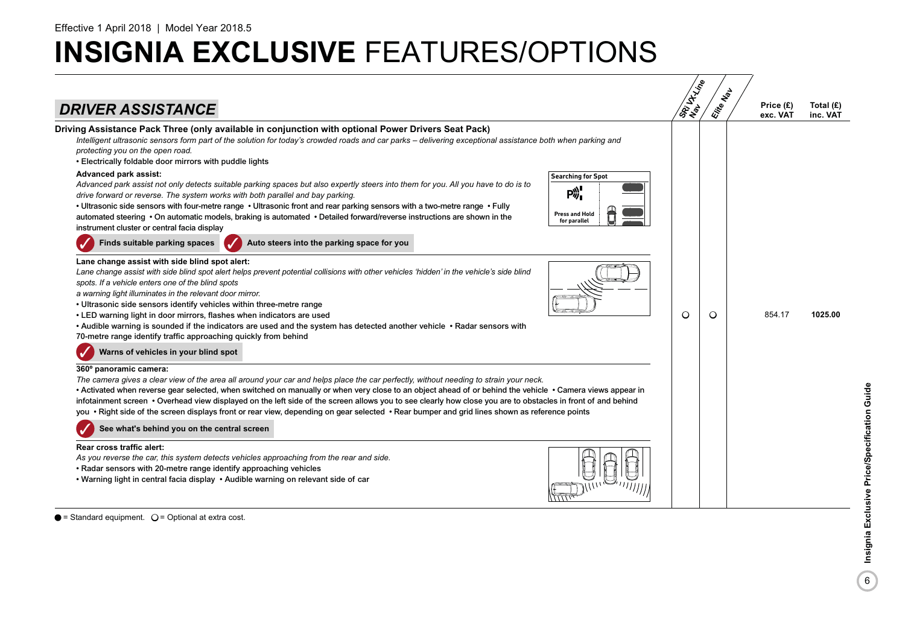Effective 1 April 2018 | Model Year 2018.5

# **INSIGNIA EXCLUSIVE** FEATURES/OPTIONS

## *DRIVER ASSISTANCE*

| | SRi VX-Line Nav | Elite Nav | Price (£) exc. VAT | Total (£) inc. VAT |
|---|---|---|---|---|
| **Driving Assistance Pack Three (only available in conjunction with optional Power Drivers Seat Pack)** | ○ | ○ | 854.17 | **1025.00** |

**Driving Assistance Pack Three (only available in conjunction with optional Power Drivers Seat Pack)**

*Intelligent ultrasonic sensors form part of the solution for today's crowded roads and car parks – delivering exceptional assistance both when parking and protecting you on the open road.*

• Electrically foldable door mirrors with puddle lights

**Advanced park assist:**

*Advanced park assist not only detects suitable parking spaces but also expertly steers into them for you. All you have to do is to drive forward or reverse. The system works with both parallel and bay parking.*

• Ultrasonic side sensors with four-metre range • Ultrasonic front and rear parking sensors with a two-metre range • Fully automated steering • On automatic models, braking is automated • Detailed forward/reverse instructions are shown in the instrument cluster or central facia display

Searching for Spot — Press and Hold for parallel

✓ **Finds suitable parking spaces** ✓ **Auto steers into the parking space for you**

**Lane change assist with side blind spot alert:**

*Lane change assist with side blind spot alert helps prevent potential collisions with other vehicles 'hidden' in the vehicle's side blind spots. If a vehicle enters one of the blind spots a warning light illuminates in the relevant door mirror.*

• Ultrasonic side sensors identify vehicles within three-metre range
• LED warning light in door mirrors, flashes when indicators are used
• Audible warning is sounded if the indicators are used and the system has detected another vehicle • Radar sensors with 70-metre range identify traffic approaching quickly from behind

✓ **Warns of vehicles in your blind spot**

**360º panoramic camera:**

*The camera gives a clear view of the area all around your car and helps place the car perfectly, without needing to strain your neck.*

• Activated when reverse gear selected, when switched on manually or when very close to an object ahead of or behind the vehicle • Camera views appear in infotainment screen • Overhead view displayed on the left side of the screen allows you to see clearly how close you are to obstacles in front of and behind you • Right side of the screen displays front or rear view, depending on gear selected • Rear bumper and grid lines shown as reference points

✓ **See what's behind you on the central screen**

**Rear cross traffic alert:**

*As you reverse the car, this system detects vehicles approaching from the rear and side.*

• Radar sensors with 20-metre range identify approaching vehicles
• Warning light in central facia display • Audible warning on relevant side of car

● = Standard equipment. ○ = Optional at extra cost.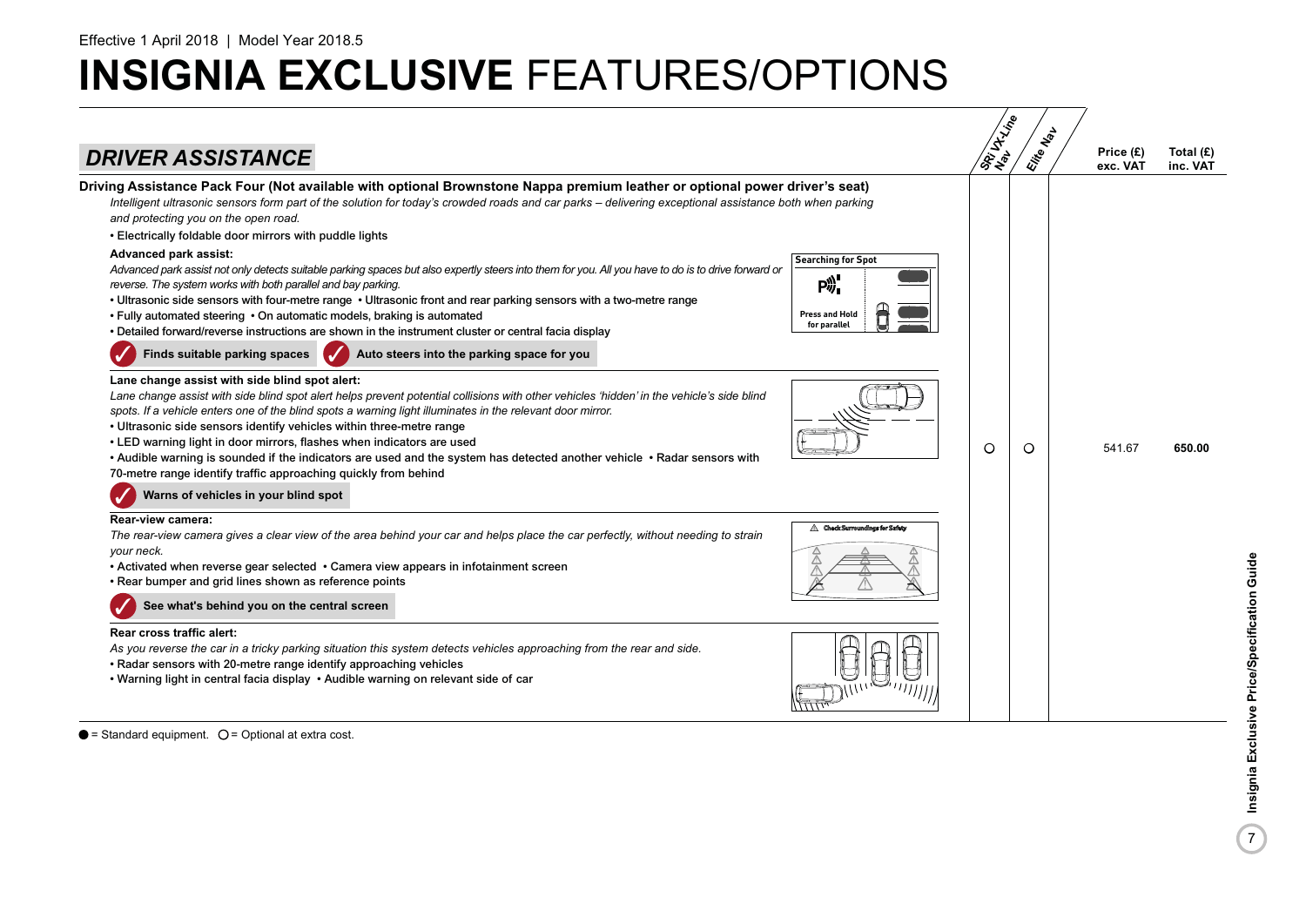Effective 1 April 2018 | Model Year 2018.5

# **INSIGNIA EXCLUSIVE** FEATURES/OPTIONS

## *DRIVER ASSISTANCE*

| | SRi VX-Line Nav | Elite Nav | Price (£) exc. VAT | Total (£) inc. VAT |
|---|---|---|---|---|
| **Driving Assistance Pack Four (Not available with optional Brownstone Nappa premium leather or optional power driver's seat)** | ○ | ○ | 541.67 | **650.00** |

*Intelligent ultrasonic sensors form part of the solution for today's crowded roads and car parks – delivering exceptional assistance both when parking and protecting you on the open road.*

- Electrically foldable door mirrors with puddle lights

**Advanced park assist:**

*Advanced park assist not only detects suitable parking spaces but also expertly steers into them for you. All you have to do is to drive forward or reverse. The system works with both parallel and bay parking.*

- Ultrasonic side sensors with four-metre range • Ultrasonic front and rear parking sensors with a two-metre range
- Fully automated steering • On automatic models, braking is automated
- Detailed forward/reverse instructions are shown in the instrument cluster or central facia display

✓ **Finds suitable parking spaces** ✓ **Auto steers into the parking space for you**

**Lane change assist with side blind spot alert:**

*Lane change assist with side blind spot alert helps prevent potential collisions with other vehicles 'hidden' in the vehicle's side blind spots. If a vehicle enters one of the blind spots a warning light illuminates in the relevant door mirror.*

- Ultrasonic side sensors identify vehicles within three-metre range
- LED warning light in door mirrors, flashes when indicators are used
- Audible warning is sounded if the indicators are used and the system has detected another vehicle • Radar sensors with 70-metre range identify traffic approaching quickly from behind

✓ **Warns of vehicles in your blind spot**

**Rear-view camera:**

*The rear-view camera gives a clear view of the area behind your car and helps place the car perfectly, without needing to strain your neck.*

- Activated when reverse gear selected • Camera view appears in infotainment screen
- Rear bumper and grid lines shown as reference points

✓ **See what's behind you on the central screen**

**Rear cross traffic alert:**

*As you reverse the car in a tricky parking situation this system detects vehicles approaching from the rear and side.*

- Radar sensors with 20-metre range identify approaching vehicles
- Warning light in central facia display • Audible warning on relevant side of car

● = Standard equipment. ○ = Optional at extra cost.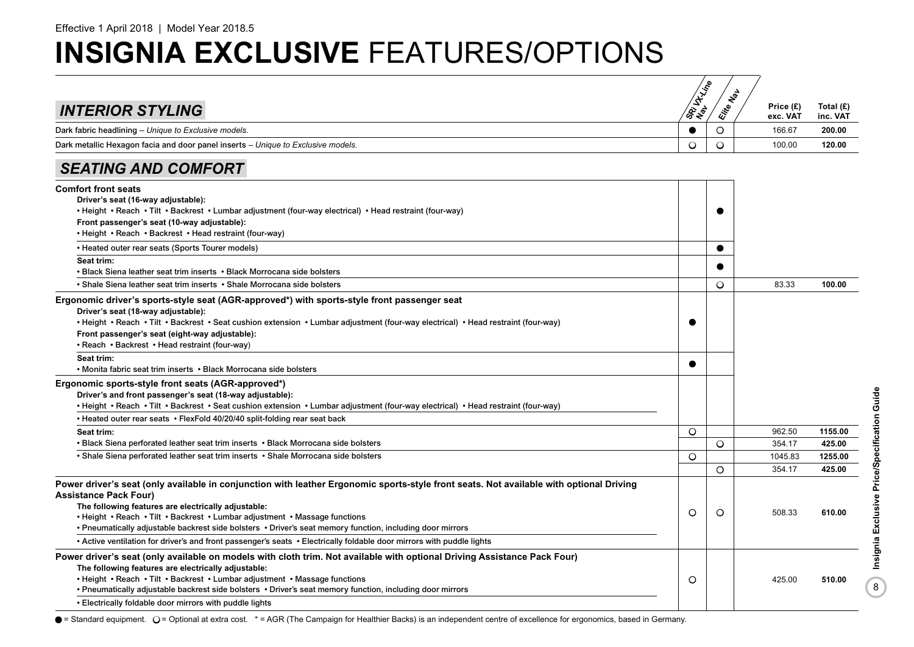Effective 1 April 2018 | Model Year 2018.5

# INSIGNIA EXCLUSIVE FEATURES/OPTIONS

## INTERIOR STYLING

| | SRi VX-Line Nav | Elite Nav | Price (£) exc. VAT | Total (£) inc. VAT |
|---|---|---|---|---|
| Dark fabric headlining – *Unique to Exclusive models.* | ● | ○ | 166.67 | **200.00** |
| Dark metallic Hexagon facia and door panel inserts – *Unique to Exclusive models.* | ○ | ○ | 100.00 | **120.00** |

## SEATING AND COMFORT

| | SRi VX-Line Nav | Elite Nav | Price (£) exc. VAT | Total (£) inc. VAT |
|---|---|---|---|---|
| **Comfort front seats**<br>**Driver's seat (16-way adjustable):**<br>• Height • Reach • Tilt • Backrest • Lumbar adjustment (four-way electrical) • Head restraint (four-way)<br>**Front passenger's seat (10-way adjustable):**<br>• Height • Reach • Backrest • Head restraint (four-way) | | ● | | |
| • Heated outer rear seats (Sports Tourer models) | | ● | | |
| **Seat trim:**<br>• Black Siena leather seat trim inserts • Black Morrocana side bolsters | | ● | | |
| • Shale Siena leather seat trim inserts • Shale Morrocana side bolsters | | ○ | 83.33 | **100.00** |
| **Ergonomic driver's sports-style seat (AGR-approved\*) with sports-style front passenger seat**<br>**Driver's seat (18-way adjustable):**<br>• Height • Reach • Tilt • Backrest • Seat cushion extension • Lumbar adjustment (four-way electrical) • Head restraint (four-way)<br>**Front passenger's seat (eight-way adjustable):**<br>• Reach • Backrest • Head restraint (four-way) | ● | | | |
| **Seat trim:**<br>• Monita fabric seat trim inserts • Black Morrocana side bolsters | ● | | | |
| **Ergonomic sports-style front seats (AGR-approved\*)**<br>**Driver's and front passenger's seat (18-way adjustable):**<br>• Height • Reach • Tilt • Backrest • Seat cushion extension • Lumbar adjustment (four-way electrical) • Head restraint (four-way)<br>• Heated outer rear seats • FlexFold 40/20/40 split-folding rear seat back | | | | |
| **Seat trim:** | ○ | | 962.50 | **1155.00** |
| • Black Siena perforated leather seat trim inserts • Black Morrocana side bolsters | | ○ | 354.17 | **425.00** |
| • Shale Siena perforated leather seat trim inserts • Shale Morrocana side bolsters | ○ | | 1045.83 | **1255.00** |
| | | ○ | 354.17 | **425.00** |
| **Power driver's seat (only available in conjunction with leather Ergonomic sports-style front seats. Not available with optional Driving Assistance Pack Four)**<br>**The following features are electrically adjustable:**<br>• Height • Reach • Tilt • Backrest • Lumbar adjustment • Massage functions<br>• Pneumatically adjustable backrest side bolsters • Driver's seat memory function, including door mirrors<br>• Active ventilation for driver's and front passenger's seats • Electrically foldable door mirrors with puddle lights | ○ | ○ | 508.33 | **610.00** |
| **Power driver's seat (only available on models with cloth trim. Not available with optional Driving Assistance Pack Four)**<br>**The following features are electrically adjustable:**<br>• Height • Reach • Tilt • Backrest • Lumbar adjustment • Massage functions<br>• Pneumatically adjustable backrest side bolsters • Driver's seat memory function, including door mirrors<br>• Electrically foldable door mirrors with puddle lights | ○ | | 425.00 | **510.00** |

● = Standard equipment. ○ = Optional at extra cost. \* = AGR (The Campaign for Healthier Backs) is an independent centre of excellence for ergonomics, based in Germany.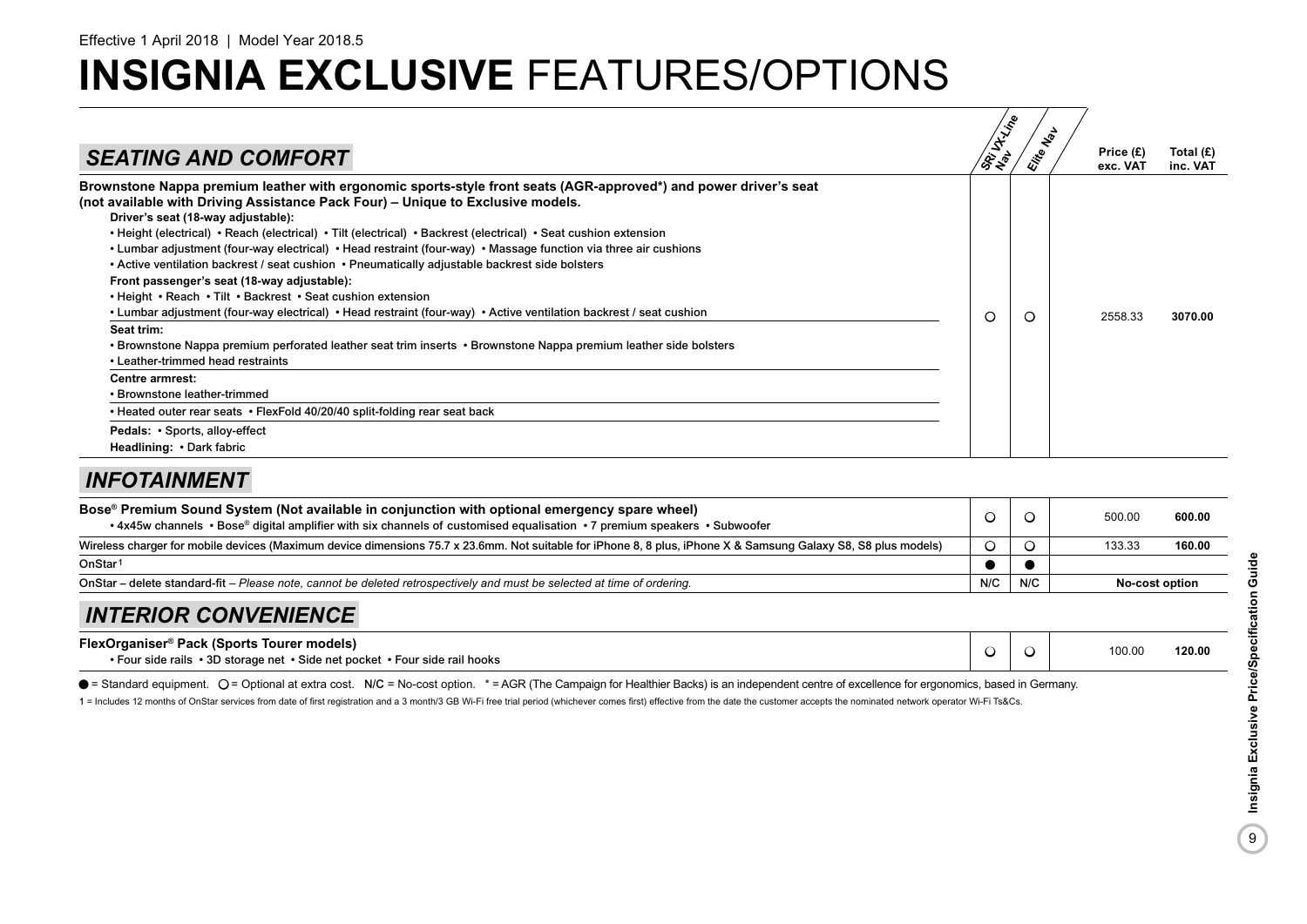Effective 1 April 2018 | Model Year 2018.5

# INSIGNIA EXCLUSIVE FEATURES/OPTIONS

## SEATING AND COMFORT

| | SRi VX-Line Nav | Elite Nav | Price (£) exc. VAT | Total (£) inc. VAT |
|---|---|---|---|---|
| **Brownstone Nappa premium leather with ergonomic sports-style front seats (AGR-approved*) and power driver's seat (not available with Driving Assistance Pack Four) – Unique to Exclusive models.**<br>**Driver's seat (18-way adjustable):**<br>• Height (electrical) • Reach (electrical) • Tilt (electrical) • Backrest (electrical) • Seat cushion extension<br>• Lumbar adjustment (four-way electrical) • Head restraint (four-way) • Massage function via three air cushions<br>• Active ventilation backrest / seat cushion • Pneumatically adjustable backrest side bolsters<br>**Front passenger's seat (18-way adjustable):**<br>• Height • Reach • Tilt • Backrest • Seat cushion extension<br>• Lumbar adjustment (four-way electrical) • Head restraint (four-way) • Active ventilation backrest / seat cushion<br>**Seat trim:**<br>• Brownstone Nappa premium perforated leather seat trim inserts • Brownstone Nappa premium leather side bolsters<br>• Leather-trimmed head restraints<br>**Centre armrest:**<br>• Brownstone leather-trimmed<br>• Heated outer rear seats • FlexFold 40/20/40 split-folding rear seat back<br>**Pedals:** • Sports, alloy-effect<br>**Headlining:** • Dark fabric | ○ | ○ | 2558.33 | **3070.00** |

## INFOTAINMENT

| | SRi VX-Line Nav | Elite Nav | Price (£) exc. VAT | Total (£) inc. VAT |
|---|---|---|---|---|
| **Bose® Premium Sound System (Not available in conjunction with optional emergency spare wheel)**<br>• 4x45w channels • Bose® digital amplifier with six channels of customised equalisation • 7 premium speakers • Subwoofer | ○ | ○ | 500.00 | **600.00** |
| Wireless charger for mobile devices (Maximum device dimensions 75.7 x 23.6mm. Not suitable for iPhone 8, 8 plus, iPhone X & Samsung Galaxy S8, S8 plus models) | ○ | ○ | 133.33 | **160.00** |
| OnStar[1] | ● | ● | | |
| OnStar – delete standard-fit – *Please note, cannot be deleted retrospectively and must be selected at time of ordering.* | N/C | N/C | **No-cost option** | |

## INTERIOR CONVENIENCE

| | SRi VX-Line Nav | Elite Nav | Price (£) exc. VAT | Total (£) inc. VAT |
|---|---|---|---|---|
| **FlexOrganiser® Pack (Sports Tourer models)**<br>• Four side rails • 3D storage net • Side net pocket • Four side rail hooks | ○ | ○ | 100.00 | **120.00** |

● = Standard equipment. ○ = Optional at extra cost. **N/C** = No-cost option. * = AGR (The Campaign for Healthier Backs) is an independent centre of excellence for ergonomics, based in Germany.

1 = Includes 12 months of OnStar services from date of first registration and a 3 month/3 GB Wi-Fi free trial period (whichever comes first) effective from the date the customer accepts the nominated network operator Wi-Fi Ts&Cs.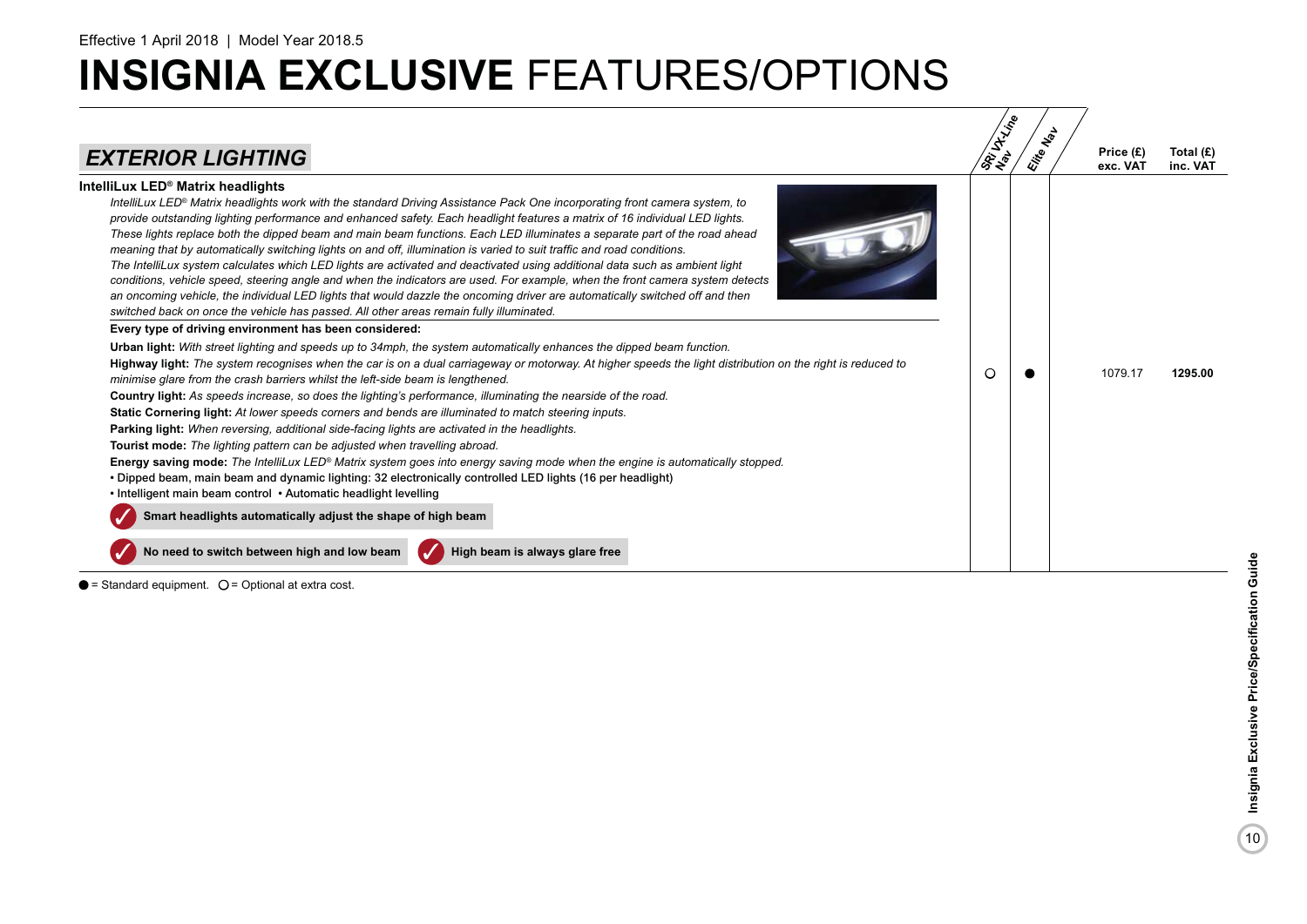Effective 1 April 2018 | Model Year 2018.5

# INSIGNIA EXCLUSIVE FEATURES/OPTIONS

## EXTERIOR LIGHTING

| | SRi VX-Line Nav | Elite Nav | Price (£) exc. VAT | Total (£) inc. VAT |
|---|---|---|---|---|
| **IntelliLux LED® Matrix headlights** | ○ | ● | 1079.17 | **1295.00** |

**IntelliLux LED® Matrix headlights**

*IntelliLux LED® Matrix headlights work with the standard Driving Assistance Pack One incorporating front camera system, to provide outstanding lighting performance and enhanced safety. Each headlight features a matrix of 16 individual LED lights. These lights replace both the dipped beam and main beam functions. Each LED illuminates a separate part of the road ahead meaning that by automatically switching lights on and off, illumination is varied to suit traffic and road conditions.*

*The IntelliLux system calculates which LED lights are activated and deactivated using additional data such as ambient light conditions, vehicle speed, steering angle and when the indicators are used. For example, when the front camera system detects an oncoming vehicle, the individual LED lights that would dazzle the oncoming driver are automatically switched off and then switched back on once the vehicle has passed. All other areas remain fully illuminated.*

**Every type of driving environment has been considered:**

**Urban light:** *With street lighting and speeds up to 34mph, the system automatically enhances the dipped beam function.*

**Highway light:** *The system recognises when the car is on a dual carriageway or motorway. At higher speeds the light distribution on the right is reduced to minimise glare from the crash barriers whilst the left-side beam is lengthened.*

**Country light:** *As speeds increase, so does the lighting's performance, illuminating the nearside of the road.*

**Static Cornering light:** *At lower speeds corners and bends are illuminated to match steering inputs.*

**Parking light:** *When reversing, additional side-facing lights are activated in the headlights.*

**Tourist mode:** *The lighting pattern can be adjusted when travelling abroad.*

**Energy saving mode:** *The IntelliLux LED® Matrix system goes into energy saving mode when the engine is automatically stopped.*

- Dipped beam, main beam and dynamic lighting: 32 electronically controlled LED lights (16 per headlight)
- Intelligent main beam control • Automatic headlight levelling

✓ **Smart headlights automatically adjust the shape of high beam**

✓ **No need to switch between high and low beam** ✓ **High beam is always glare free**

● = Standard equipment. ○ = Optional at extra cost.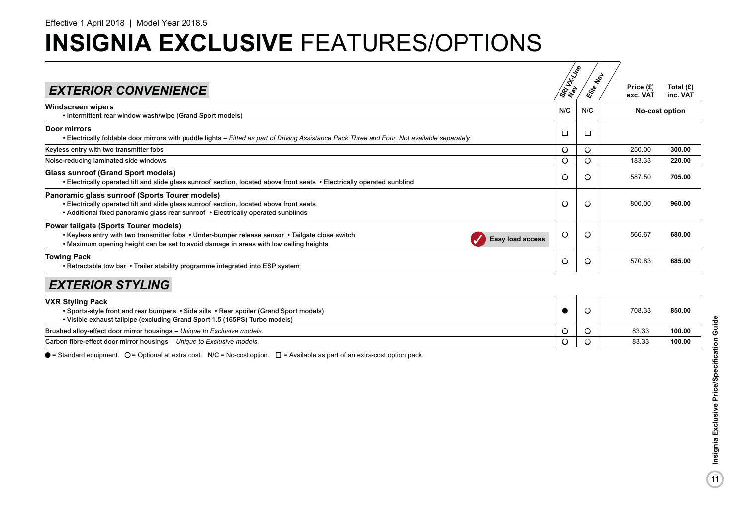Effective 1 April 2018 | Model Year 2018.5

# INSIGNIA EXCLUSIVE FEATURES/OPTIONS

## EXTERIOR CONVENIENCE

| | SRi VX-Line Nav | Elite Nav | Price (£) exc. VAT | Total (£) inc. VAT |
|---|---|---|---|---|
| **Windscreen wipers**<br>• Intermittent rear window wash/wipe (Grand Sport models) | N/C | N/C | No-cost option | |
| **Door mirrors**<br>• Electrically foldable door mirrors with puddle lights – *Fitted as part of Driving Assistance Pack Three and Four. Not available separately.* | ☐ | ☐ | | |
| Keyless entry with two transmitter fobs | ○ | ○ | 250.00 | **300.00** |
| Noise-reducing laminated side windows | ○ | ○ | 183.33 | **220.00** |
| **Glass sunroof (Grand Sport models)**<br>• Electrically operated tilt and slide glass sunroof section, located above front seats • Electrically operated sunblind | ○ | ○ | 587.50 | **705.00** |
| **Panoramic glass sunroof (Sports Tourer models)**<br>• Electrically operated tilt and slide glass sunroof section, located above front seats<br>• Additional fixed panoramic glass rear sunroof • Electrically operated sunblinds | ○ | ○ | 800.00 | **960.00** |
| **Power tailgate (Sports Tourer models)**<br>• Keyless entry with two transmitter fobs • Under-bumper release sensor • Tailgate close switch<br>• Maximum opening height can be set to avoid damage in areas with low ceiling heights<br>**Easy load access** | ○ | ○ | 566.67 | **680.00** |
| **Towing Pack**<br>• Retractable tow bar • Trailer stability programme integrated into ESP system | ○ | ○ | 570.83 | **685.00** |

## EXTERIOR STYLING

| | SRi VX-Line Nav | Elite Nav | Price (£) exc. VAT | Total (£) inc. VAT |
|---|---|---|---|---|
| **VXR Styling Pack**<br>• Sports-style front and rear bumpers • Side sills • Rear spoiler (Grand Sport models)<br>• Visible exhaust tailpipe (excluding Grand Sport 1.5 (165PS) Turbo models) | ● | ○ | 708.33 | **850.00** |
| Brushed alloy-effect door mirror housings – *Unique to Exclusive models.* | ○ | ○ | 83.33 | **100.00** |
| Carbon fibre-effect door mirror housings – *Unique to Exclusive models.* | ○ | ○ | 83.33 | **100.00** |

● = Standard equipment. ○ = Optional at extra cost. **N/C** = No-cost option. ☐ = Available as part of an extra-cost option pack.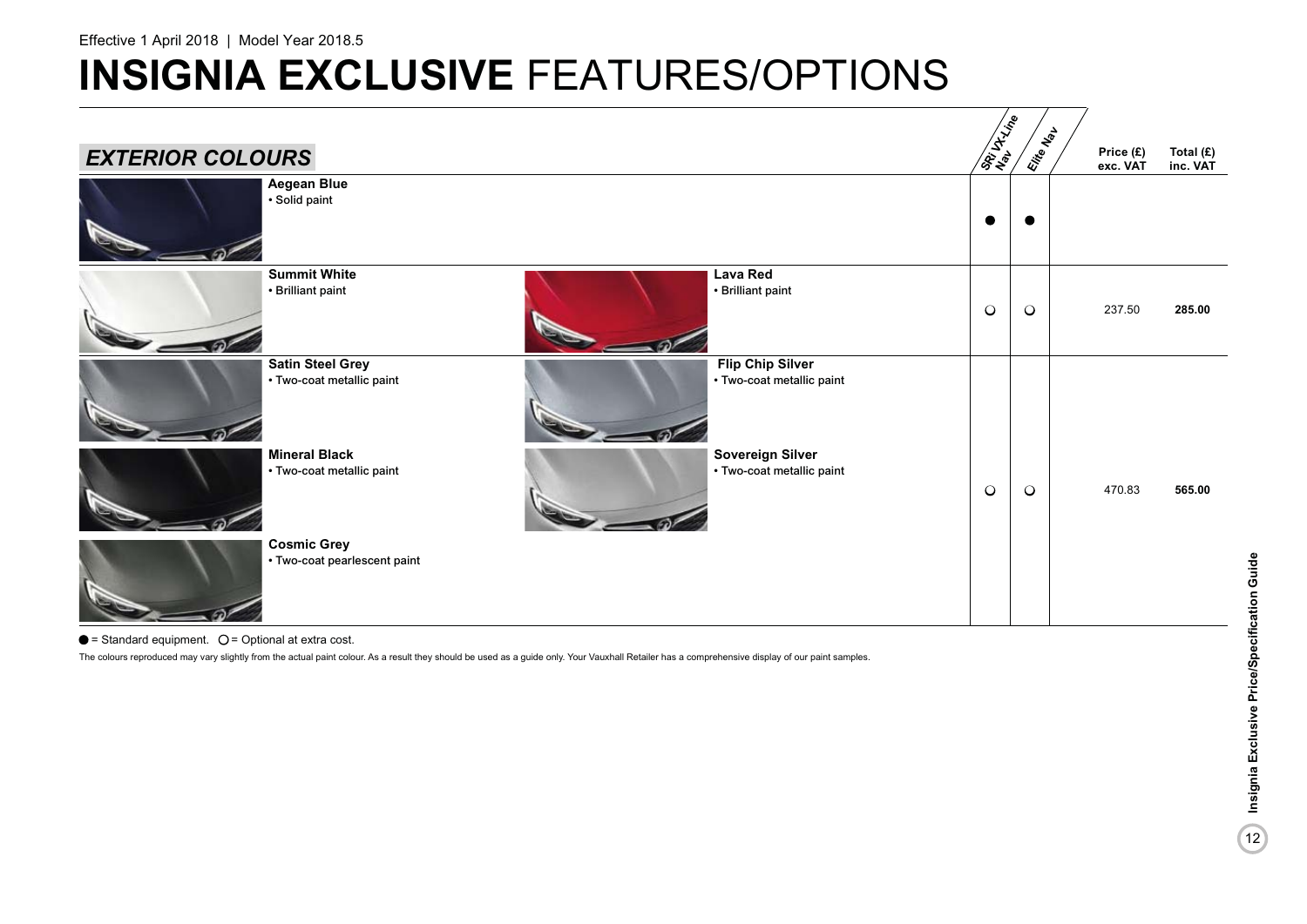Effective 1 April 2018 | Model Year 2018.5

# INSIGNIA EXCLUSIVE FEATURES/OPTIONS

## EXTERIOR COLOURS

| Colour | SRi VX-Line Nav | Elite Nav | Price (£) exc. VAT | Total (£) inc. VAT |
|---|---|---|---|---|
| **Aegean Blue** • Solid paint | ● | ● | | |
| **Summit White** • Brilliant paint<br>**Lava Red** • Brilliant paint | ○ | ○ | 237.50 | **285.00** |
| **Satin Steel Grey** • Two-coat metallic paint<br>**Flip Chip Silver** • Two-coat metallic paint<br>**Mineral Black** • Two-coat metallic paint<br>**Sovereign Silver** • Two-coat metallic paint<br>**Cosmic Grey** • Two-coat pearlescent paint | ○ | ○ | 470.83 | **565.00** |

● = Standard equipment. ○ = Optional at extra cost.

The colours reproduced may vary slightly from the actual paint colour. As a result they should be used as a guide only. Your Vauxhall Retailer has a comprehensive display of our paint samples.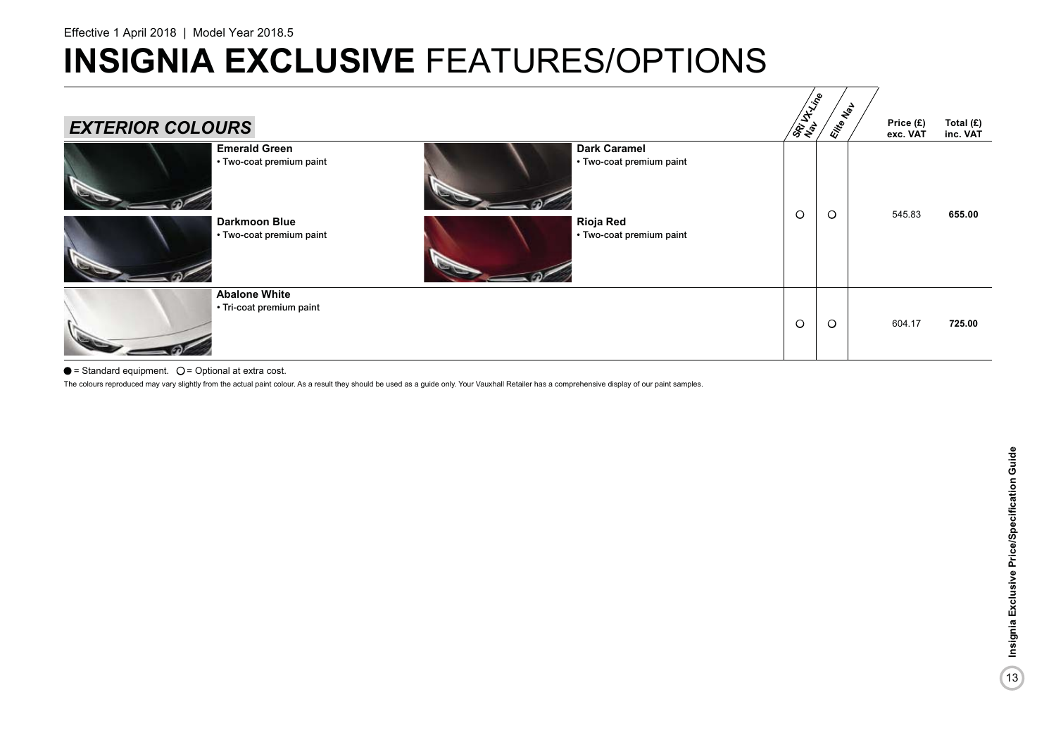Effective 1 April 2018 | Model Year 2018.5

# INSIGNIA EXCLUSIVE FEATURES/OPTIONS

## EXTERIOR COLOURS

| Colour | | SRi VX-Line Nav | Elite Nav | Price (£) exc. VAT | Total (£) inc. VAT |
|---|---|---|---|---|---|
| **Emerald Green**<br>• Two-coat premium paint<br>**Darkmoon Blue**<br>• Two-coat premium paint | **Dark Caramel**<br>• Two-coat premium paint<br>**Rioja Red**<br>• Two-coat premium paint | ○ | ○ | 545.83 | **655.00** |
| **Abalone White**<br>• Tri-coat premium paint | | ○ | ○ | 604.17 | **725.00** |

● = Standard equipment. ○ = Optional at extra cost.

The colours reproduced may vary slightly from the actual paint colour. As a result they should be used as a guide only. Your Vauxhall Retailer has a comprehensive display of our paint samples.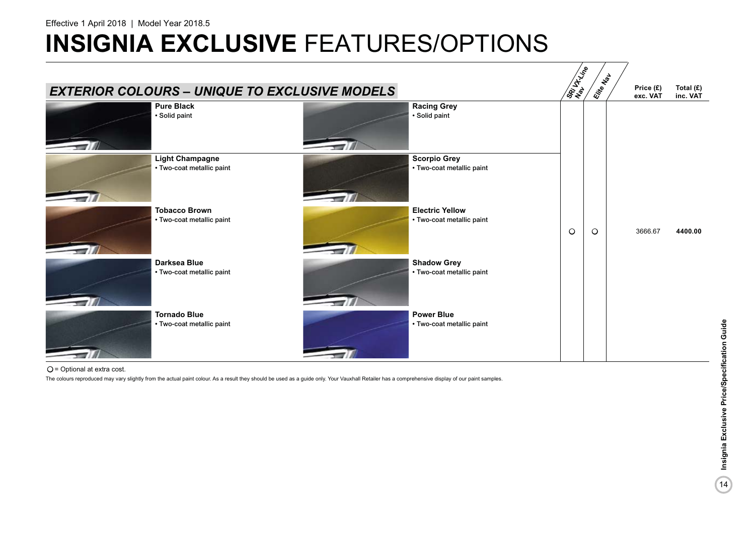Effective 1 April 2018 | Model Year 2018.5

# INSIGNIA EXCLUSIVE FEATURES/OPTIONS

## EXTERIOR COLOURS – UNIQUE TO EXCLUSIVE MODELS

| Colour | | SRi VX-Line Nav | Elite Nav | Price (£) exc. VAT | Total (£) inc. VAT |
|---|---|---|---|---|---|
| **Pure Black** • Solid paint | **Racing Grey** • Solid paint | ○ | ○ | 3666.67 | **4400.00** |
| **Light Champagne** • Two-coat metallic paint | **Scorpio Grey** • Two-coat metallic paint | | | | |
| **Tobacco Brown** • Two-coat metallic paint | **Electric Yellow** • Two-coat metallic paint | | | | |
| **Darksea Blue** • Two-coat metallic paint | **Shadow Grey** • Two-coat metallic paint | | | | |
| **Tornado Blue** • Two-coat metallic paint | **Power Blue** • Two-coat metallic paint | | | | |

○ = Optional at extra cost.

The colours reproduced may vary slightly from the actual paint colour. As a result they should be used as a guide only. Your Vauxhall Retailer has a comprehensive display of our paint samples.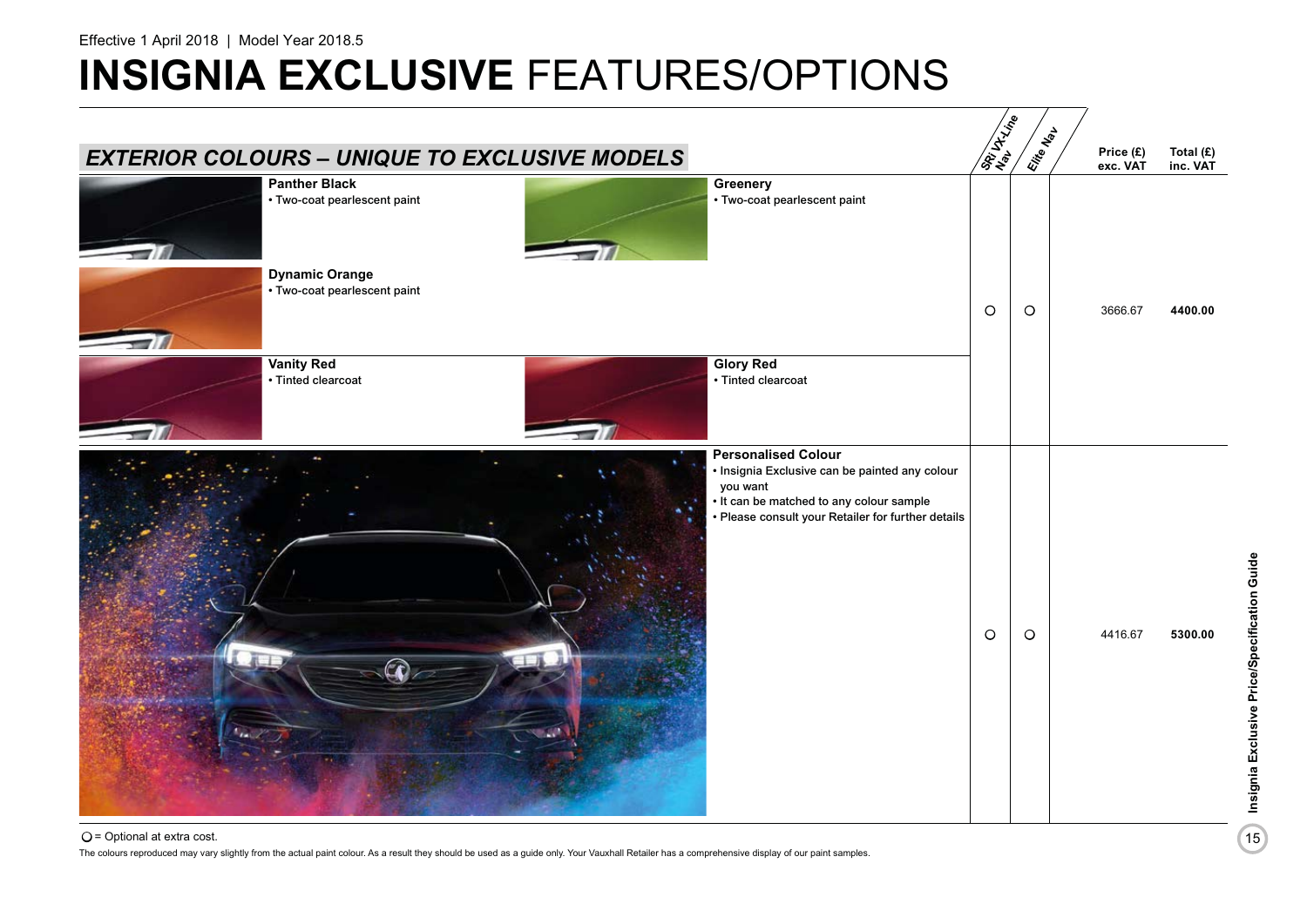Effective 1 April 2018 | Model Year 2018.5

# INSIGNIA EXCLUSIVE FEATURES/OPTIONS

## EXTERIOR COLOURS – UNIQUE TO EXCLUSIVE MODELS

| Colour | SRi VX-Line Nav | Elite Nav | Price (£) exc. VAT | Total (£) inc. VAT |
|---|---|---|---|---|
| **Panther Black** • Two-coat pearlescent paint<br>**Greenery** • Two-coat pearlescent paint<br>**Dynamic Orange** • Two-coat pearlescent paint<br>**Vanity Red** • Tinted clearcoat<br>**Glory Red** • Tinted clearcoat | ○ | ○ | 3666.67 | **4400.00** |
| **Personalised Colour**<br>• Insignia Exclusive can be painted any colour you want<br>• It can be matched to any colour sample<br>• Please consult your Retailer for further details | ○ | ○ | 4416.67 | **5300.00** |

○ = Optional at extra cost.

The colours reproduced may vary slightly from the actual paint colour. As a result they should be used as a guide only. Your Vauxhall Retailer has a comprehensive display of our paint samples.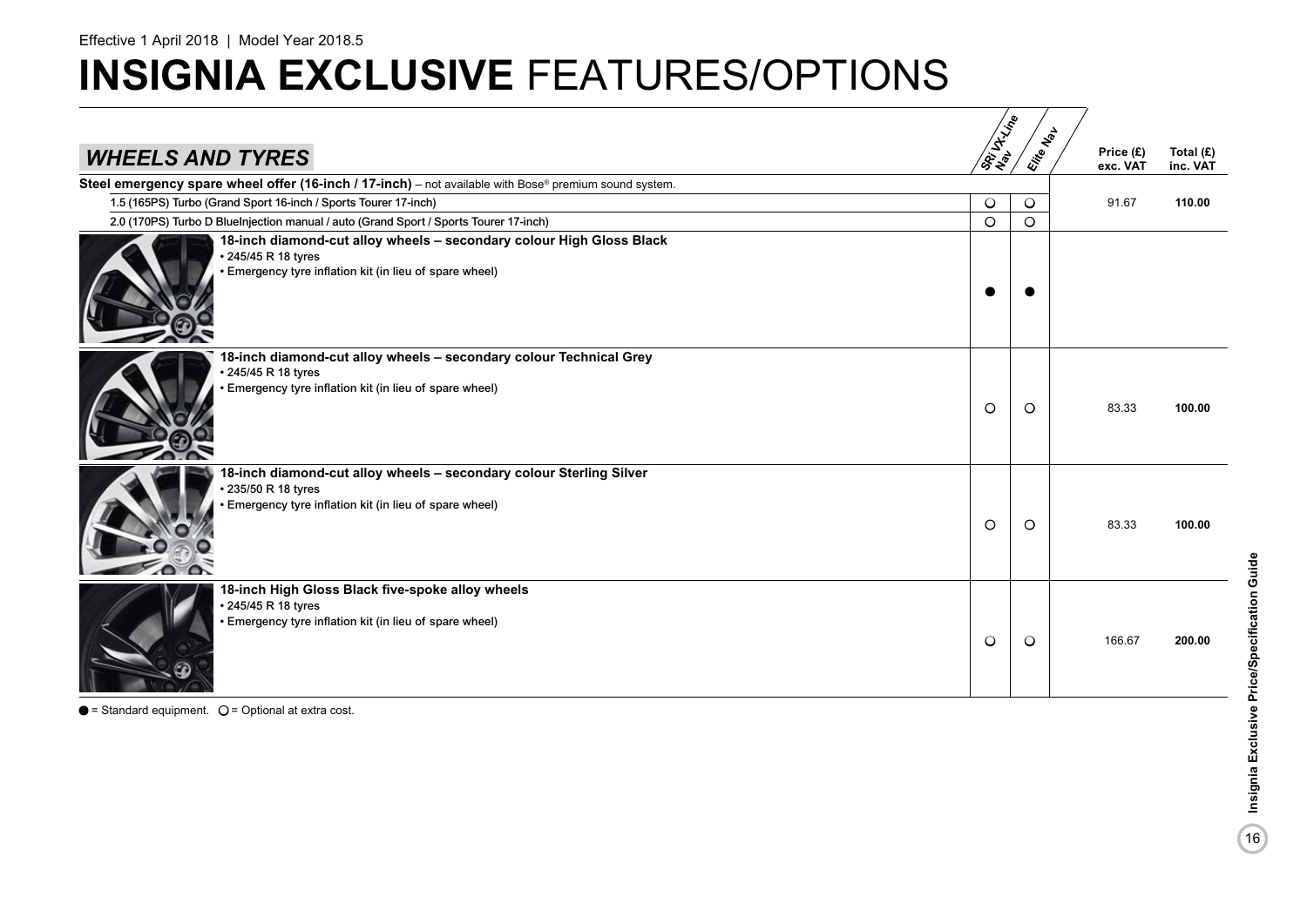Effective 1 April 2018 | Model Year 2018.5

# **INSIGNIA EXCLUSIVE** FEATURES/OPTIONS

| ***WHEELS AND TYRES*** | SRi VX-Line Nav | Elite Nav | Price (£) exc. VAT | Total (£) inc. VAT |
|---|---|---|---|---|
| **Steel emergency spare wheel offer (16-inch / 17-inch)** – not available with Bose® premium sound system. | | | | |
| 1.5 (165PS) Turbo (Grand Sport 16-inch / Sports Tourer 17-inch) | ○ | ○ | 91.67 | **110.00** |
| 2.0 (170PS) Turbo D BlueInjection manual / auto (Grand Sport / Sports Tourer 17-inch) | ○ | ○ | | |
| **18-inch diamond-cut alloy wheels – secondary colour High Gloss Black**<br>• 245/45 R 18 tyres<br>• Emergency tyre inflation kit (in lieu of spare wheel) | ● | ● | | |
| **18-inch diamond-cut alloy wheels – secondary colour Technical Grey**<br>• 245/45 R 18 tyres<br>• Emergency tyre inflation kit (in lieu of spare wheel) | ○ | ○ | 83.33 | **100.00** |
| **18-inch diamond-cut alloy wheels – secondary colour Sterling Silver**<br>• 235/50 R 18 tyres<br>• Emergency tyre inflation kit (in lieu of spare wheel) | ○ | ○ | 83.33 | **100.00** |
| **18-inch High Gloss Black five-spoke alloy wheels**<br>• 245/45 R 18 tyres<br>• Emergency tyre inflation kit (in lieu of spare wheel) | ○ | ○ | 166.67 | **200.00** |

● = Standard equipment. ○ = Optional at extra cost.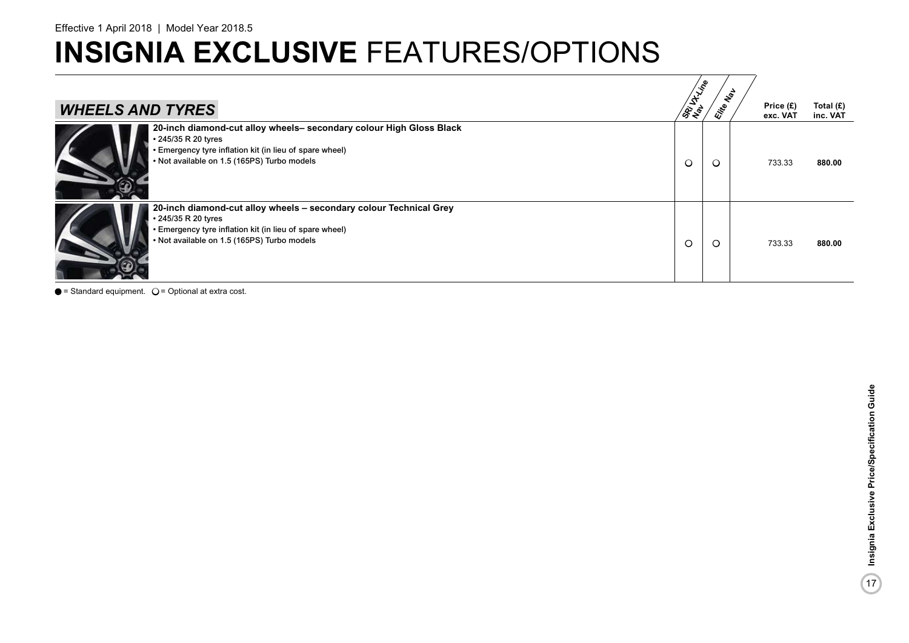Effective 1 April 2018 | Model Year 2018.5

# INSIGNIA EXCLUSIVE FEATURES/OPTIONS

## WHEELS AND TYRES

| | SRi VX-Line Nav | Elite Nav | Price (£) exc. VAT | Total (£) inc. VAT |
|---|---|---|---|---|
| **20-inch diamond-cut alloy wheels– secondary colour High Gloss Black**<br>• 245/35 R 20 tyres<br>• Emergency tyre inflation kit (in lieu of spare wheel)<br>• Not available on 1.5 (165PS) Turbo models | ○ | ○ | 733.33 | **880.00** |
| **20-inch diamond-cut alloy wheels – secondary colour Technical Grey**<br>• 245/35 R 20 tyres<br>• Emergency tyre inflation kit (in lieu of spare wheel)<br>• Not available on 1.5 (165PS) Turbo models | ○ | ○ | 733.33 | **880.00** |

● = Standard equipment. ○ = Optional at extra cost.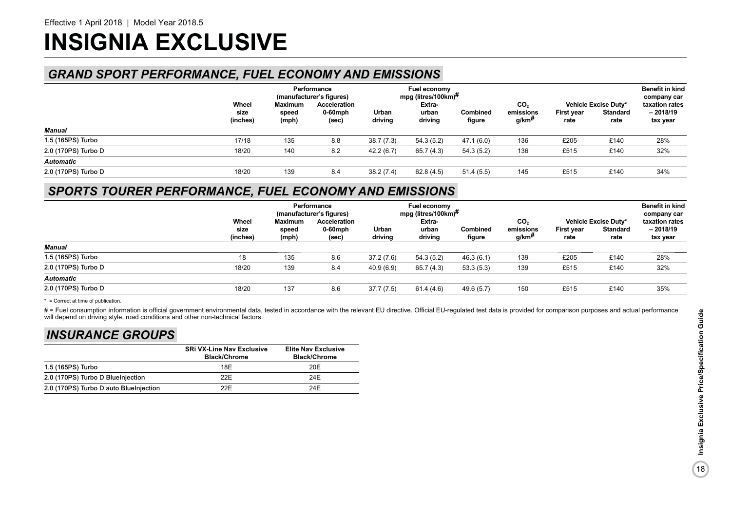Effective 1 April 2018 | Model Year 2018.5

# INSIGNIA EXCLUSIVE

## GRAND SPORT PERFORMANCE, FUEL ECONOMY AND EMISSIONS

| | Wheel size (inches) | Performance (manufacturer's figures) Maximum speed (mph) | Acceleration 0-60mph (sec) | Fuel economy mpg (litres/100km)# Urban driving | Extra-urban driving | Combined figure | $CO_2$ emissions g/km# | Vehicle Excise Duty* First year rate | Standard rate | Benefit in kind company car taxation rates – 2018/19 tax year |
|---|---|---|---|---|---|---|---|---|---|---|
| ***Manual*** | | | | | | | | | | |
| 1.5 (165PS) Turbo | 17/18 | 135 | 8.8 | 38.7 (7.3) | 54.3 (5.2) | 47.1 (6.0) | 136 | £205 | £140 | 28% |
| 2.0 (170PS) Turbo D | 18/20 | 140 | 8.2 | 42.2 (6.7) | 65.7 (4.3) | 54.3 (5.2) | 136 | £515 | £140 | 32% |
| ***Automatic*** | | | | | | | | | | |
| 2.0 (170PS) Turbo D | 18/20 | 139 | 8.4 | 38.2 (7.4) | 62.8 (4.5) | 51.4 (5.5) | 145 | £515 | £140 | 34% |

## SPORTS TOURER PERFORMANCE, FUEL ECONOMY AND EMISSIONS

| | Wheel size (inches) | Performance (manufacturer's figures) Maximum speed (mph) | Acceleration 0-60mph (sec) | Fuel economy mpg (litres/100km)# Urban driving | Extra-urban driving | Combined figure | $CO_2$ emissions g/km# | Vehicle Excise Duty* First year rate | Standard rate | Benefit in kind company car taxation rates – 2018/19 tax year |
|---|---|---|---|---|---|---|---|---|---|---|
| ***Manual*** | | | | | | | | | | |
| 1.5 (165PS) Turbo | 18 | 135 | 8.6 | 37.2 (7.6) | 54.3 (5.2) | 46.3 (6.1) | 139 | £205 | £140 | 28% |
| 2.0 (170PS) Turbo D | 18/20 | 139 | 8.4 | 40.9 (6.9) | 65.7 (4.3) | 53.3 (5.3) | 139 | £515 | £140 | 32% |
| ***Automatic*** | | | | | | | | | | |
| 2.0 (170PS) Turbo D | 18/20 | 137 | 8.6 | 37.7 (7.5) | 61.4 (4.6) | 49.6 (5.7) | 150 | £515 | £140 | 35% |

* = Correct at time of publication.

# = Fuel consumption information is official government environmental data, tested in accordance with the relevant EU directive. Official EU-regulated test data is provided for comparison purposes and actual performance will depend on driving style, road conditions and other non-technical factors.

## INSURANCE GROUPS

| | SRi VX-Line Nav Exclusive Black/Chrome | Elite Nav Exclusive Black/Chrome |
|---|---|---|
| 1.5 (165PS) Turbo | 18E | 20E |
| 2.0 (170PS) Turbo D BlueInjection | 22E | 24E |
| 2.0 (170PS) Turbo D auto BlueInjection | 22E | 24E |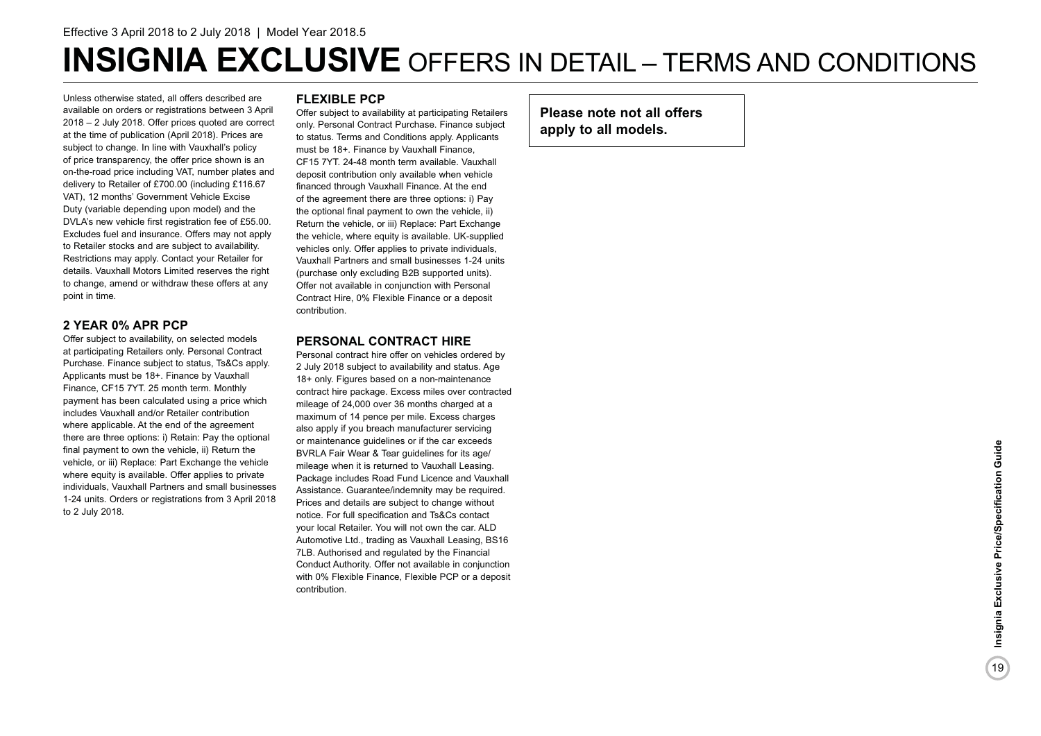Effective 3 April 2018 to 2 July 2018 | Model Year 2018.5

# INSIGNIA EXCLUSIVE OFFERS IN DETAIL – TERMS AND CONDITIONS

Unless otherwise stated, all offers described are available on orders or registrations between 3 April 2018 – 2 July 2018. Offer prices quoted are correct at the time of publication (April 2018). Prices are subject to change. In line with Vauxhall's policy of price transparency, the offer price shown is an on-the-road price including VAT, number plates and delivery to Retailer of £700.00 (including £116.67 VAT), 12 months' Government Vehicle Excise Duty (variable depending upon model) and the DVLA's new vehicle first registration fee of £55.00. Excludes fuel and insurance. Offers may not apply to Retailer stocks and are subject to availability. Restrictions may apply. Contact your Retailer for details. Vauxhall Motors Limited reserves the right to change, amend or withdraw these offers at any point in time.

## 2 YEAR 0% APR PCP

Offer subject to availability, on selected models at participating Retailers only. Personal Contract Purchase. Finance subject to status, Ts&Cs apply. Applicants must be 18+. Finance by Vauxhall Finance, CF15 7YT. 25 month term. Monthly payment has been calculated using a price which includes Vauxhall and/or Retailer contribution where applicable. At the end of the agreement there are three options: i) Retain: Pay the optional final payment to own the vehicle, ii) Return the vehicle, or iii) Replace: Part Exchange the vehicle where equity is available. Offer applies to private individuals, Vauxhall Partners and small businesses 1-24 units. Orders or registrations from 3 April 2018 to 2 July 2018.

## FLEXIBLE PCP

Offer subject to availability at participating Retailers only. Personal Contract Purchase. Finance subject to status. Terms and Conditions apply. Applicants must be 18+. Finance by Vauxhall Finance, CF15 7YT. 24-48 month term available. Vauxhall deposit contribution only available when vehicle financed through Vauxhall Finance. At the end of the agreement there are three options: i) Pay the optional final payment to own the vehicle, ii) Return the vehicle, or iii) Replace: Part Exchange the vehicle, where equity is available. UK-supplied vehicles only. Offer applies to private individuals, Vauxhall Partners and small businesses 1-24 units (purchase only excluding B2B supported units). Offer not available in conjunction with Personal Contract Hire, 0% Flexible Finance or a deposit contribution.

## PERSONAL CONTRACT HIRE

Personal contract hire offer on vehicles ordered by 2 July 2018 subject to availability and status. Age 18+ only. Figures based on a non-maintenance contract hire package. Excess miles over contracted mileage of 24,000 over 36 months charged at a maximum of 14 pence per mile. Excess charges also apply if you breach manufacturer servicing or maintenance guidelines or if the car exceeds BVRLA Fair Wear & Tear guidelines for its age/mileage when it is returned to Vauxhall Leasing. Package includes Road Fund Licence and Vauxhall Assistance. Guarantee/indemnity may be required. Prices and details are subject to change without notice. For full specification and Ts&Cs contact your local Retailer. You will not own the car. ALD Automotive Ltd., trading as Vauxhall Leasing, BS16 7LB. Authorised and regulated by the Financial Conduct Authority. Offer not available in conjunction with 0% Flexible Finance, Flexible PCP or a deposit contribution.

**Please note not all offers apply to all models.**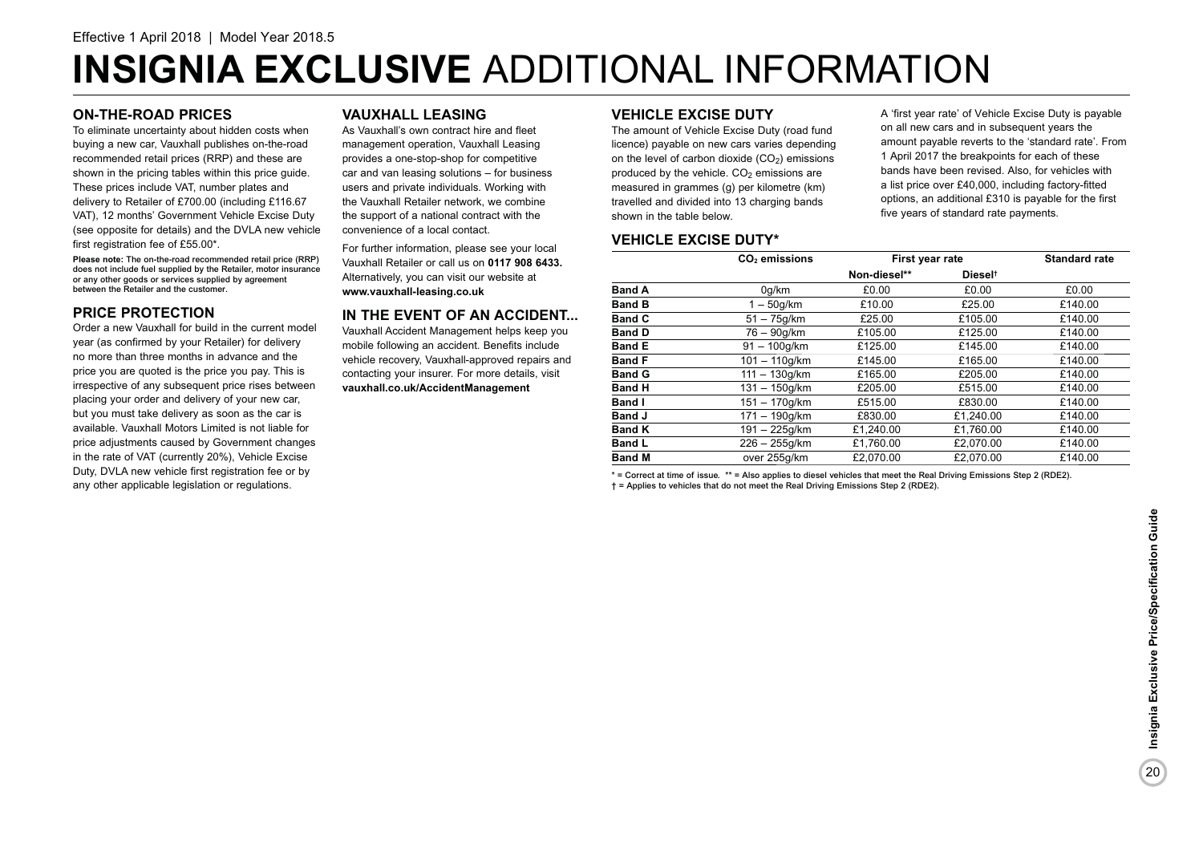Effective 1 April 2018 | Model Year 2018.5

# INSIGNIA EXCLUSIVE ADDITIONAL INFORMATION

## ON-THE-ROAD PRICES

To eliminate uncertainty about hidden costs when buying a new car, Vauxhall publishes on-the-road recommended retail prices (RRP) and these are shown in the pricing tables within this price guide. These prices include VAT, number plates and delivery to Retailer of £700.00 (including £116.67 VAT), 12 months' Government Vehicle Excise Duty (see opposite for details) and the DVLA new vehicle first registration fee of £55.00*.

**Please note:** The on-the-road recommended retail price (RRP) does not include fuel supplied by the Retailer, motor insurance or any other goods or services supplied by agreement between the Retailer and the customer.

## PRICE PROTECTION

Order a new Vauxhall for build in the current model year (as confirmed by your Retailer) for delivery no more than three months in advance and the price you are quoted is the price you pay. This is irrespective of any subsequent price rises between placing your order and delivery of your new car, but you must take delivery as soon as the car is available. Vauxhall Motors Limited is not liable for price adjustments caused by Government changes in the rate of VAT (currently 20%), Vehicle Excise Duty, DVLA new vehicle first registration fee or by any other applicable legislation or regulations.

## VAUXHALL LEASING

As Vauxhall's own contract hire and fleet management operation, Vauxhall Leasing provides a one-stop-shop for competitive car and van leasing solutions – for business users and private individuals. Working with the Vauxhall Retailer network, we combine the support of a national contract with the convenience of a local contact.

For further information, please see your local Vauxhall Retailer or call us on **0117 908 6433.** Alternatively, you can visit our website at **www.vauxhall-leasing.co.uk**

## IN THE EVENT OF AN ACCIDENT...

Vauxhall Accident Management helps keep you mobile following an accident. Benefits include vehicle recovery, Vauxhall-approved repairs and contacting your insurer. For more details, visit **vauxhall.co.uk/AccidentManagement**

## VEHICLE EXCISE DUTY

The amount of Vehicle Excise Duty (road fund licence) payable on new cars varies depending on the level of carbon dioxide ($CO_2$) emissions produced by the vehicle. $CO_2$ emissions are measured in grammes (g) per kilometre (km) travelled and divided into 13 charging bands shown in the table below.

A 'first year rate' of Vehicle Excise Duty is payable on all new cars and in subsequent years the amount payable reverts to the 'standard rate'. From 1 April 2017 the breakpoints for each of these bands have been revised. Also, for vehicles with a list price over £40,000, including factory-fitted options, an additional £310 is payable for the first five years of standard rate payments.

## VEHICLE EXCISE DUTY*

| | $CO_2$ emissions | First year rate | | Standard rate |
|---|---|---|---|---|
| | | Non-diesel** | Diesel† | |
| **Band A** | 0g/km | £0.00 | £0.00 | £0.00 |
| **Band B** | 1 – 50g/km | £10.00 | £25.00 | £140.00 |
| **Band C** | 51 – 75g/km | £25.00 | £105.00 | £140.00 |
| **Band D** | 76 – 90g/km | £105.00 | £125.00 | £140.00 |
| **Band E** | 91 – 100g/km | £125.00 | £145.00 | £140.00 |
| **Band F** | 101 – 110g/km | £145.00 | £165.00 | £140.00 |
| **Band G** | 111 – 130g/km | £165.00 | £205.00 | £140.00 |
| **Band H** | 131 – 150g/km | £205.00 | £515.00 | £140.00 |
| **Band I** | 151 – 170g/km | £515.00 | £830.00 | £140.00 |
| **Band J** | 171 – 190g/km | £830.00 | £1,240.00 | £140.00 |
| **Band K** | 191 – 225g/km | £1,240.00 | £1,760.00 | £140.00 |
| **Band L** | 226 – 255g/km | £1,760.00 | £2,070.00 | £140.00 |
| **Band M** | over 255g/km | £2,070.00 | £2,070.00 | £140.00 |

* = Correct at time of issue. ** = Also applies to diesel vehicles that meet the Real Driving Emissions Step 2 (RDE2).
† = Applies to vehicles that do not meet the Real Driving Emissions Step 2 (RDE2).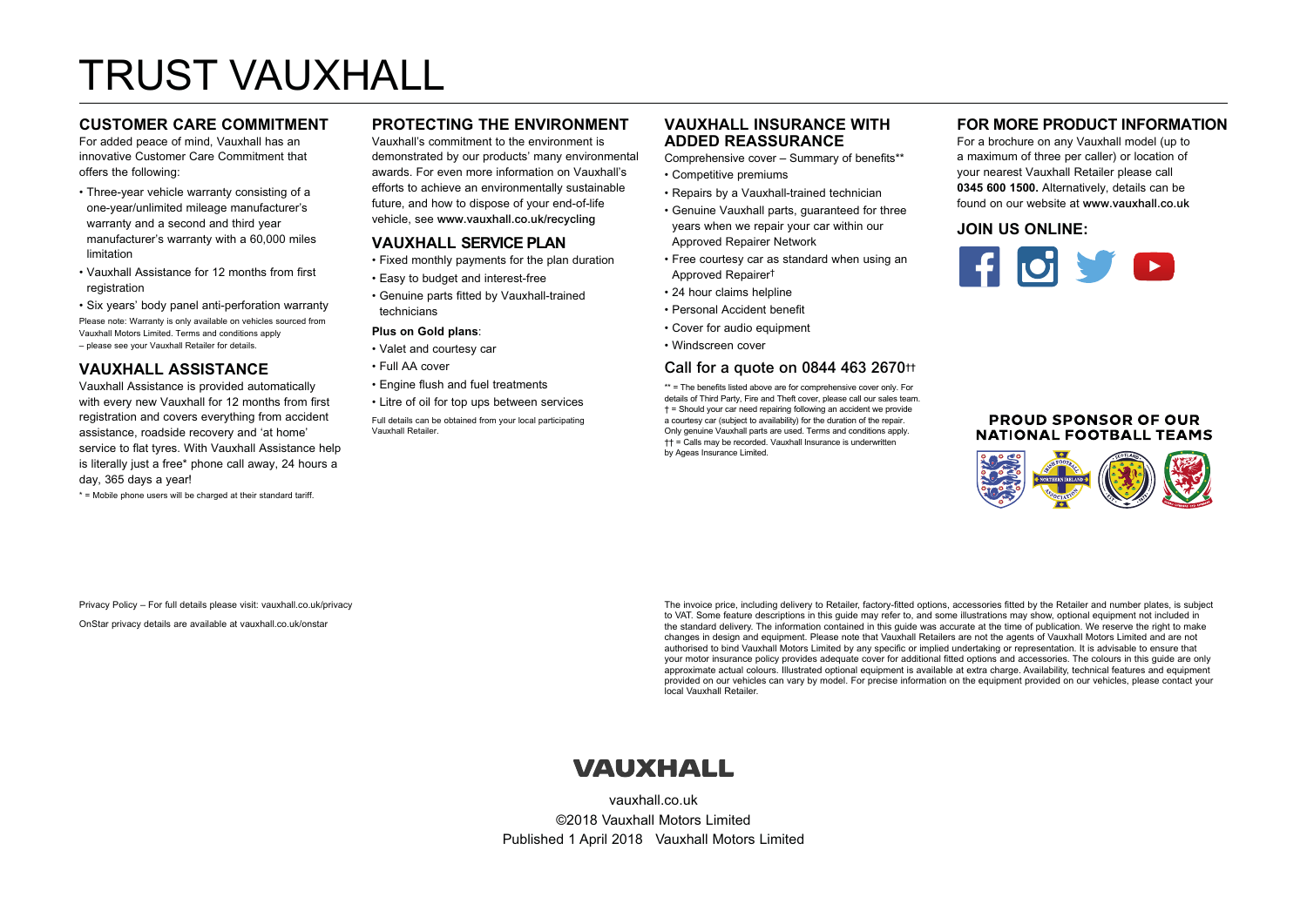# TRUST VAUXHALL

## CUSTOMER CARE COMMITMENT

For added peace of mind, Vauxhall has an innovative Customer Care Commitment that offers the following:

- Three-year vehicle warranty consisting of a one-year/unlimited mileage manufacturer's warranty and a second and third year manufacturer's warranty with a 60,000 miles limitation
- Vauxhall Assistance for 12 months from first registration
- Six years' body panel anti-perforation warranty

Please note: Warranty is only available on vehicles sourced from Vauxhall Motors Limited. Terms and conditions apply – please see your Vauxhall Retailer for details.

## VAUXHALL ASSISTANCE

Vauxhall Assistance is provided automatically with every new Vauxhall for 12 months from first registration and covers everything from accident assistance, roadside recovery and 'at home' service to flat tyres. With Vauxhall Assistance help is literally just a free* phone call away, 24 hours a day, 365 days a year!

* = Mobile phone users will be charged at their standard tariff.

## PROTECTING THE ENVIRONMENT

Vauxhall's commitment to the environment is demonstrated by our products' many environmental awards. For even more information on Vauxhall's efforts to achieve an environmentally sustainable future, and how to dispose of your end-of-life vehicle, see **www.vauxhall.co.uk/recycling**

## VAUXHALL SERVICE PLAN

- Fixed monthly payments for the plan duration
- Easy to budget and interest-free
- Genuine parts fitted by Vauxhall-trained technicians

**Plus on Gold plans**:

- Valet and courtesy car
- Full AA cover
- Engine flush and fuel treatments
- Litre of oil for top ups between services

Full details can be obtained from your local participating Vauxhall Retailer.

## VAUXHALL INSURANCE WITH ADDED REASSURANCE

Comprehensive cover – Summary of benefits**

- Competitive premiums
- Repairs by a Vauxhall-trained technician
- Genuine Vauxhall parts, guaranteed for three years when we repair your car within our Approved Repairer Network
- Free courtesy car as standard when using an Approved Repairer†
- 24 hour claims helpline
- Personal Accident benefit
- Cover for audio equipment
- Windscreen cover

### Call for a quote on 0844 463 2670††

** = The benefits listed above are for comprehensive cover only. For details of Third Party, Fire and Theft cover, please call our sales team.
† = Should your car need repairing following an accident we provide a courtesy car (subject to availability) for the duration of the repair. Only genuine Vauxhall parts are used. Terms and conditions apply.
†† = Calls may be recorded. Vauxhall Insurance is underwritten by Ageas Insurance Limited.

## FOR MORE PRODUCT INFORMATION

For a brochure on any Vauxhall model (up to a maximum of three per caller) or location of your nearest Vauxhall Retailer please call **0345 600 1500.** Alternatively, details can be found on our website at **www.vauxhall.co.uk**

## JOIN US ONLINE:

**PROUD SPONSOR OF OUR NATIONAL FOOTBALL TEAMS**

Privacy Policy – For full details please visit: vauxhall.co.uk/privacy

OnStar privacy details are available at vauxhall.co.uk/onstar

The invoice price, including delivery to Retailer, factory-fitted options, accessories fitted by the Retailer and number plates, is subject to VAT. Some feature descriptions in this guide may refer to, and some illustrations may show, optional equipment not included in the standard delivery. The information contained in this guide was accurate at the time of publication. We reserve the right to make changes in design and equipment. Please note that Vauxhall Retailers are not the agents of Vauxhall Motors Limited and are not authorised to bind Vauxhall Motors Limited by any specific or implied undertaking or representation. It is advisable to ensure that your motor insurance policy provides adequate cover for additional fitted options and accessories. The colours in this guide are only approximate actual colours. Illustrated optional equipment is available at extra charge. Availability, technical features and equipment provided on our vehicles can vary by model. For precise information on the equipment provided on our vehicles, please contact your local Vauxhall Retailer.

**VAUXHALL**

vauxhall.co.uk

©2018 Vauxhall Motors Limited

Published 1 April 2018 Vauxhall Motors Limited